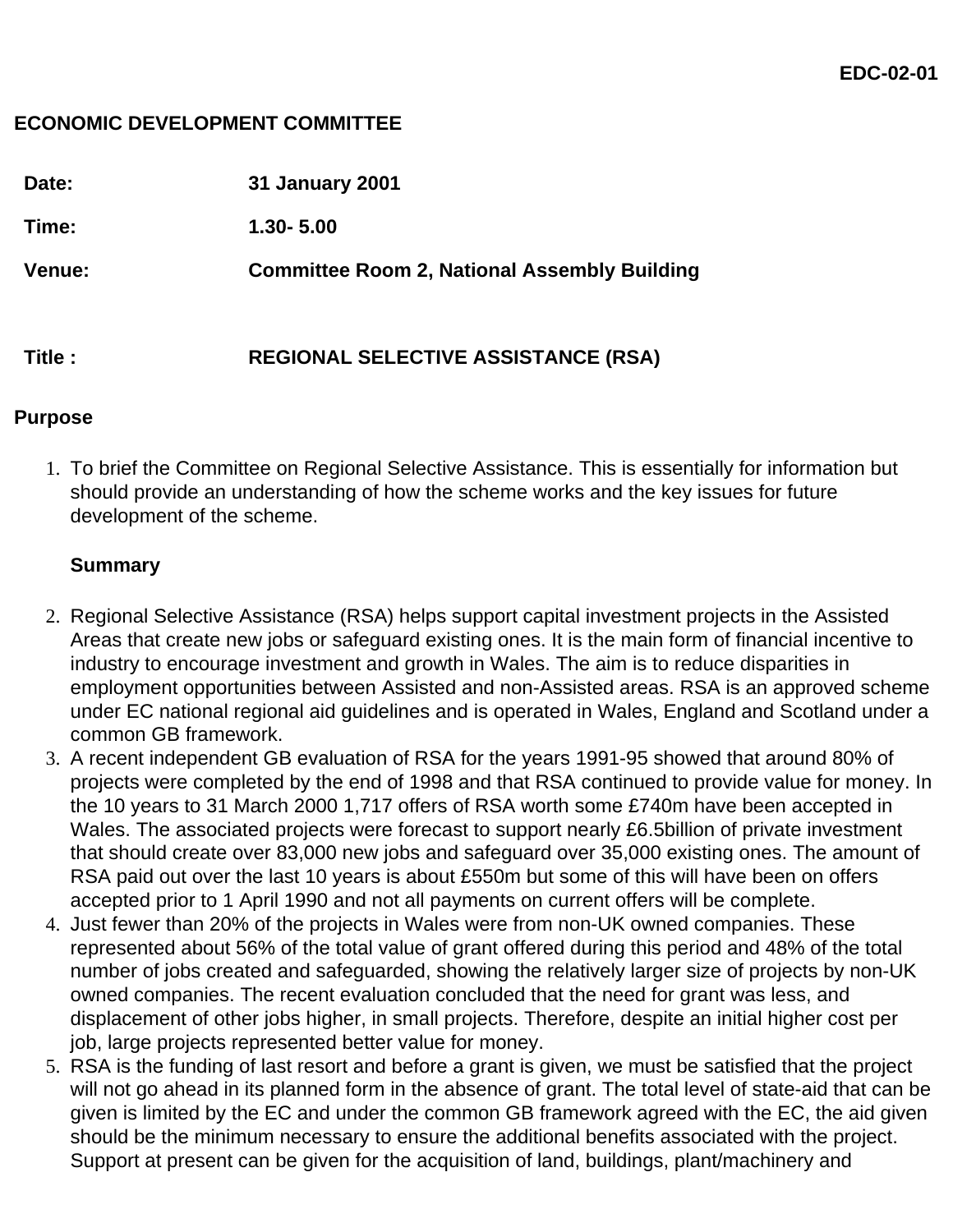**EDC-02-01**

**ECONOMIC DEVELOPMENT COMMITTEE**

| | |
|---|---|
| **Date:** | **31 January 2001** |
| **Time:** | **1.30- 5.00** |
| **Venue:** | **Committee Room 2, National Assembly Building** |
| **Title :** | **REGIONAL SELECTIVE ASSISTANCE (RSA)** |

**Purpose**

1. To brief the Committee on Regional Selective Assistance. This is essentially for information but should provide an understanding of how the scheme works and the key issues for future development of the scheme.

   **Summary**

2. Regional Selective Assistance (RSA) helps support capital investment projects in the Assisted Areas that create new jobs or safeguard existing ones. It is the main form of financial incentive to industry to encourage investment and growth in Wales. The aim is to reduce disparities in employment opportunities between Assisted and non-Assisted areas. RSA is an approved scheme under EC national regional aid guidelines and is operated in Wales, England and Scotland under a common GB framework.
3. A recent independent GB evaluation of RSA for the years 1991-95 showed that around 80% of projects were completed by the end of 1998 and that RSA continued to provide value for money. In the 10 years to 31 March 2000 1,717 offers of RSA worth some £740m have been accepted in Wales. The associated projects were forecast to support nearly £6.5billion of private investment that should create over 83,000 new jobs and safeguard over 35,000 existing ones. The amount of RSA paid out over the last 10 years is about £550m but some of this will have been on offers accepted prior to 1 April 1990 and not all payments on current offers will be complete.
4. Just fewer than 20% of the projects in Wales were from non-UK owned companies. These represented about 56% of the total value of grant offered during this period and 48% of the total number of jobs created and safeguarded, showing the relatively larger size of projects by non-UK owned companies. The recent evaluation concluded that the need for grant was less, and displacement of other jobs higher, in small projects. Therefore, despite an initial higher cost per job, large projects represented better value for money.
5. RSA is the funding of last resort and before a grant is given, we must be satisfied that the project will not go ahead in its planned form in the absence of grant. The total level of state-aid that can be given is limited by the EC and under the common GB framework agreed with the EC, the aid given should be the minimum necessary to ensure the additional benefits associated with the project. Support at present can be given for the acquisition of land, buildings, plant/machinery and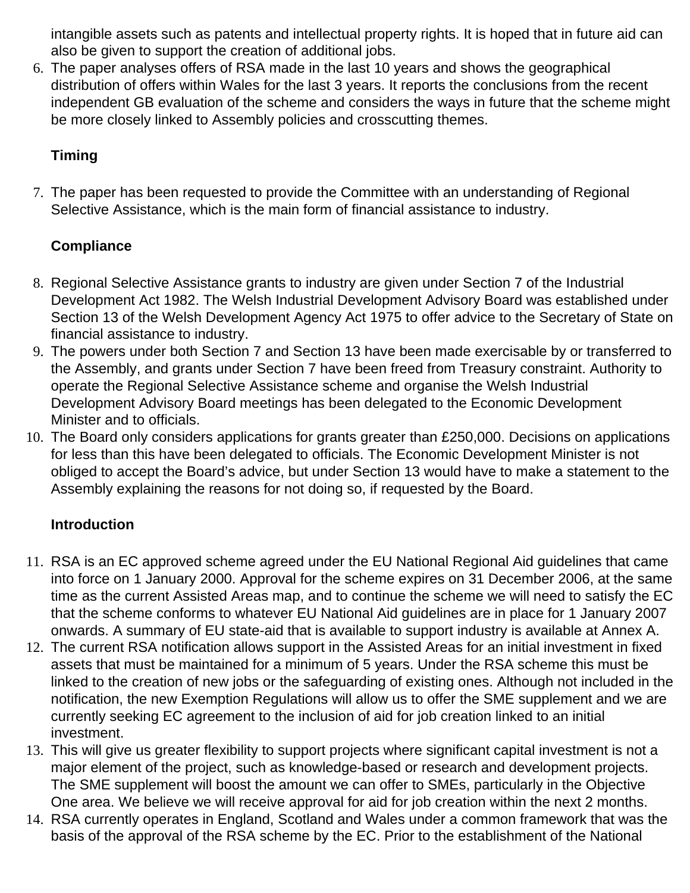intangible assets such as patents and intellectual property rights. It is hoped that in future aid can also be given to support the creation of additional jobs.

6. The paper analyses offers of RSA made in the last 10 years and shows the geographical distribution of offers within Wales for the last 3 years. It reports the conclusions from the recent independent GB evaluation of the scheme and considers the ways in future that the scheme might be more closely linked to Assembly policies and crosscutting themes.

**Timing**

7. The paper has been requested to provide the Committee with an understanding of Regional Selective Assistance, which is the main form of financial assistance to industry.

**Compliance**

8. Regional Selective Assistance grants to industry are given under Section 7 of the Industrial Development Act 1982. The Welsh Industrial Development Advisory Board was established under Section 13 of the Welsh Development Agency Act 1975 to offer advice to the Secretary of State on financial assistance to industry.
9. The powers under both Section 7 and Section 13 have been made exercisable by or transferred to the Assembly, and grants under Section 7 have been freed from Treasury constraint. Authority to operate the Regional Selective Assistance scheme and organise the Welsh Industrial Development Advisory Board meetings has been delegated to the Economic Development Minister and to officials.
10. The Board only considers applications for grants greater than £250,000. Decisions on applications for less than this have been delegated to officials. The Economic Development Minister is not obliged to accept the Board's advice, but under Section 13 would have to make a statement to the Assembly explaining the reasons for not doing so, if requested by the Board.

**Introduction**

11. RSA is an EC approved scheme agreed under the EU National Regional Aid guidelines that came into force on 1 January 2000. Approval for the scheme expires on 31 December 2006, at the same time as the current Assisted Areas map, and to continue the scheme we will need to satisfy the EC that the scheme conforms to whatever EU National Aid guidelines are in place for 1 January 2007 onwards. A summary of EU state-aid that is available to support industry is available at Annex A.
12. The current RSA notification allows support in the Assisted Areas for an initial investment in fixed assets that must be maintained for a minimum of 5 years. Under the RSA scheme this must be linked to the creation of new jobs or the safeguarding of existing ones. Although not included in the notification, the new Exemption Regulations will allow us to offer the SME supplement and we are currently seeking EC agreement to the inclusion of aid for job creation linked to an initial investment.
13. This will give us greater flexibility to support projects where significant capital investment is not a major element of the project, such as knowledge-based or research and development projects. The SME supplement will boost the amount we can offer to SMEs, particularly in the Objective One area. We believe we will receive approval for aid for job creation within the next 2 months.
14. RSA currently operates in England, Scotland and Wales under a common framework that was the basis of the approval of the RSA scheme by the EC. Prior to the establishment of the National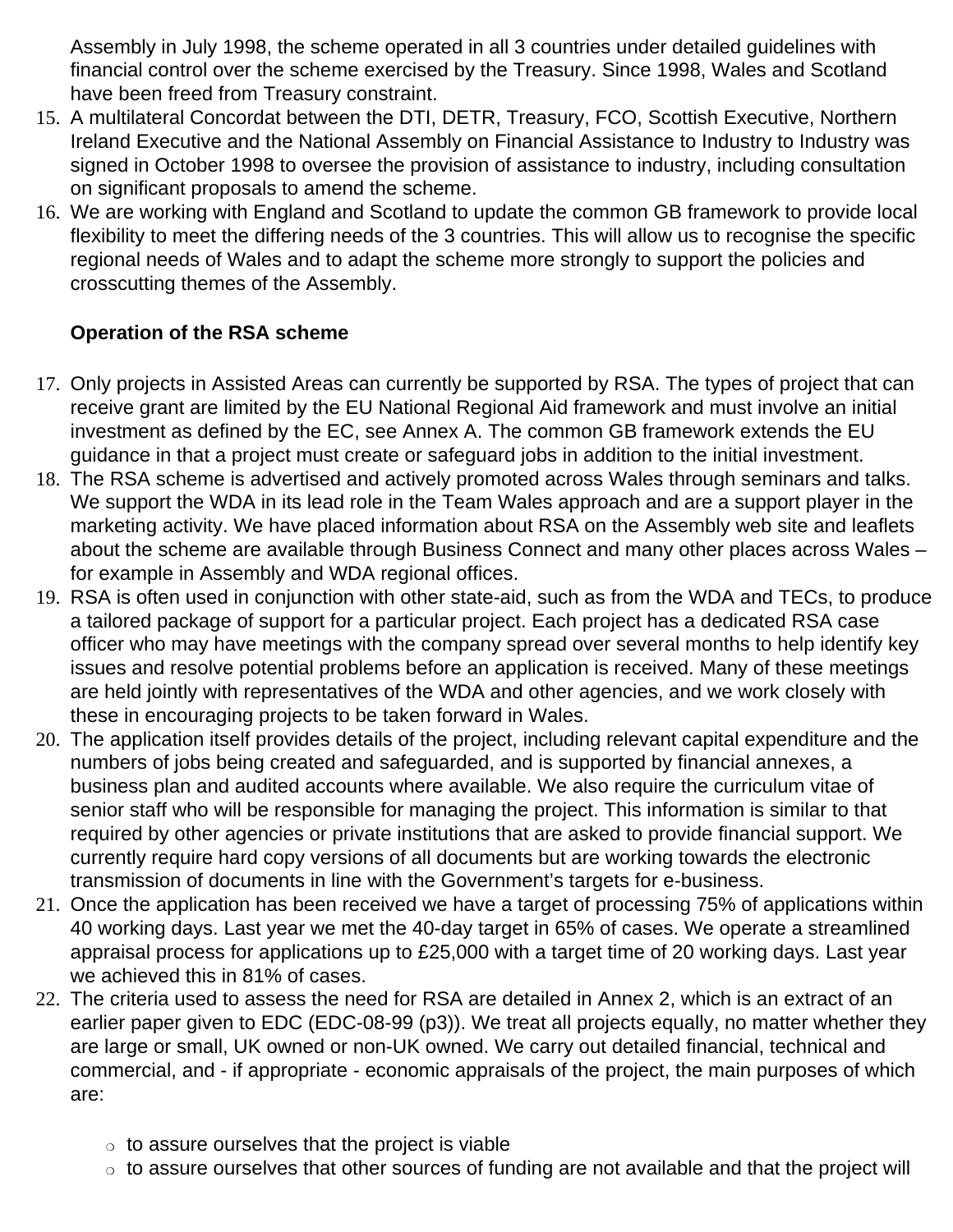Assembly in July 1998, the scheme operated in all 3 countries under detailed guidelines with financial control over the scheme exercised by the Treasury. Since 1998, Wales and Scotland have been freed from Treasury constraint.

15. A multilateral Concordat between the DTI, DETR, Treasury, FCO, Scottish Executive, Northern Ireland Executive and the National Assembly on Financial Assistance to Industry to Industry was signed in October 1998 to oversee the provision of assistance to industry, including consultation on significant proposals to amend the scheme.
16. We are working with England and Scotland to update the common GB framework to provide local flexibility to meet the differing needs of the 3 countries. This will allow us to recognise the specific regional needs of Wales and to adapt the scheme more strongly to support the policies and crosscutting themes of the Assembly.

**Operation of the RSA scheme**

17. Only projects in Assisted Areas can currently be supported by RSA. The types of project that can receive grant are limited by the EU National Regional Aid framework and must involve an initial investment as defined by the EC, see Annex A. The common GB framework extends the EU guidance in that a project must create or safeguard jobs in addition to the initial investment.
18. The RSA scheme is advertised and actively promoted across Wales through seminars and talks. We support the WDA in its lead role in the Team Wales approach and are a support player in the marketing activity. We have placed information about RSA on the Assembly web site and leaflets about the scheme are available through Business Connect and many other places across Wales – for example in Assembly and WDA regional offices.
19. RSA is often used in conjunction with other state-aid, such as from the WDA and TECs, to produce a tailored package of support for a particular project. Each project has a dedicated RSA case officer who may have meetings with the company spread over several months to help identify key issues and resolve potential problems before an application is received. Many of these meetings are held jointly with representatives of the WDA and other agencies, and we work closely with these in encouraging projects to be taken forward in Wales.
20. The application itself provides details of the project, including relevant capital expenditure and the numbers of jobs being created and safeguarded, and is supported by financial annexes, a business plan and audited accounts where available. We also require the curriculum vitae of senior staff who will be responsible for managing the project. This information is similar to that required by other agencies or private institutions that are asked to provide financial support. We currently require hard copy versions of all documents but are working towards the electronic transmission of documents in line with the Government's targets for e-business.
21. Once the application has been received we have a target of processing 75% of applications within 40 working days. Last year we met the 40-day target in 65% of cases. We operate a streamlined appraisal process for applications up to £25,000 with a target time of 20 working days. Last year we achieved this in 81% of cases.
22. The criteria used to assess the need for RSA are detailed in Annex 2, which is an extract of an earlier paper given to EDC (EDC-08-99 (p3)). We treat all projects equally, no matter whether they are large or small, UK owned or non-UK owned. We carry out detailed financial, technical and commercial, and - if appropriate - economic appraisals of the project, the main purposes of which are:

    - to assure ourselves that the project is viable
    - to assure ourselves that other sources of funding are not available and that the project will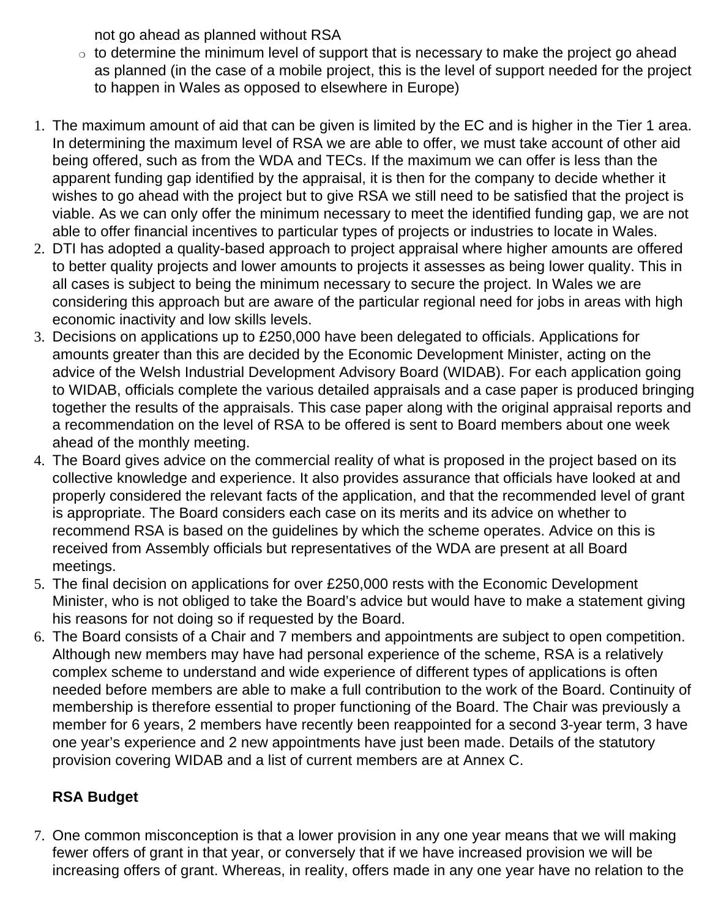not go ahead as planned without RSA

- to determine the minimum level of support that is necessary to make the project go ahead as planned (in the case of a mobile project, this is the level of support needed for the project to happen in Wales as opposed to elsewhere in Europe)

1. The maximum amount of aid that can be given is limited by the EC and is higher in the Tier 1 area. In determining the maximum level of RSA we are able to offer, we must take account of other aid being offered, such as from the WDA and TECs. If the maximum we can offer is less than the apparent funding gap identified by the appraisal, it is then for the company to decide whether it wishes to go ahead with the project but to give RSA we still need to be satisfied that the project is viable. As we can only offer the minimum necessary to meet the identified funding gap, we are not able to offer financial incentives to particular types of projects or industries to locate in Wales.
2. DTI has adopted a quality-based approach to project appraisal where higher amounts are offered to better quality projects and lower amounts to projects it assesses as being lower quality. This in all cases is subject to being the minimum necessary to secure the project. In Wales we are considering this approach but are aware of the particular regional need for jobs in areas with high economic inactivity and low skills levels.
3. Decisions on applications up to £250,000 have been delegated to officials. Applications for amounts greater than this are decided by the Economic Development Minister, acting on the advice of the Welsh Industrial Development Advisory Board (WIDAB). For each application going to WIDAB, officials complete the various detailed appraisals and a case paper is produced bringing together the results of the appraisals. This case paper along with the original appraisal reports and a recommendation on the level of RSA to be offered is sent to Board members about one week ahead of the monthly meeting.
4. The Board gives advice on the commercial reality of what is proposed in the project based on its collective knowledge and experience. It also provides assurance that officials have looked at and properly considered the relevant facts of the application, and that the recommended level of grant is appropriate. The Board considers each case on its merits and its advice on whether to recommend RSA is based on the guidelines by which the scheme operates. Advice on this is received from Assembly officials but representatives of the WDA are present at all Board meetings.
5. The final decision on applications for over £250,000 rests with the Economic Development Minister, who is not obliged to take the Board's advice but would have to make a statement giving his reasons for not doing so if requested by the Board.
6. The Board consists of a Chair and 7 members and appointments are subject to open competition. Although new members may have had personal experience of the scheme, RSA is a relatively complex scheme to understand and wide experience of different types of applications is often needed before members are able to make a full contribution to the work of the Board. Continuity of membership is therefore essential to proper functioning of the Board. The Chair was previously a member for 6 years, 2 members have recently been reappointed for a second 3-year term, 3 have one year's experience and 2 new appointments have just been made. Details of the statutory provision covering WIDAB and a list of current members are at Annex C.

**RSA Budget**

7. One common misconception is that a lower provision in any one year means that we will making fewer offers of grant in that year, or conversely that if we have increased provision we will be increasing offers of grant. Whereas, in reality, offers made in any one year have no relation to the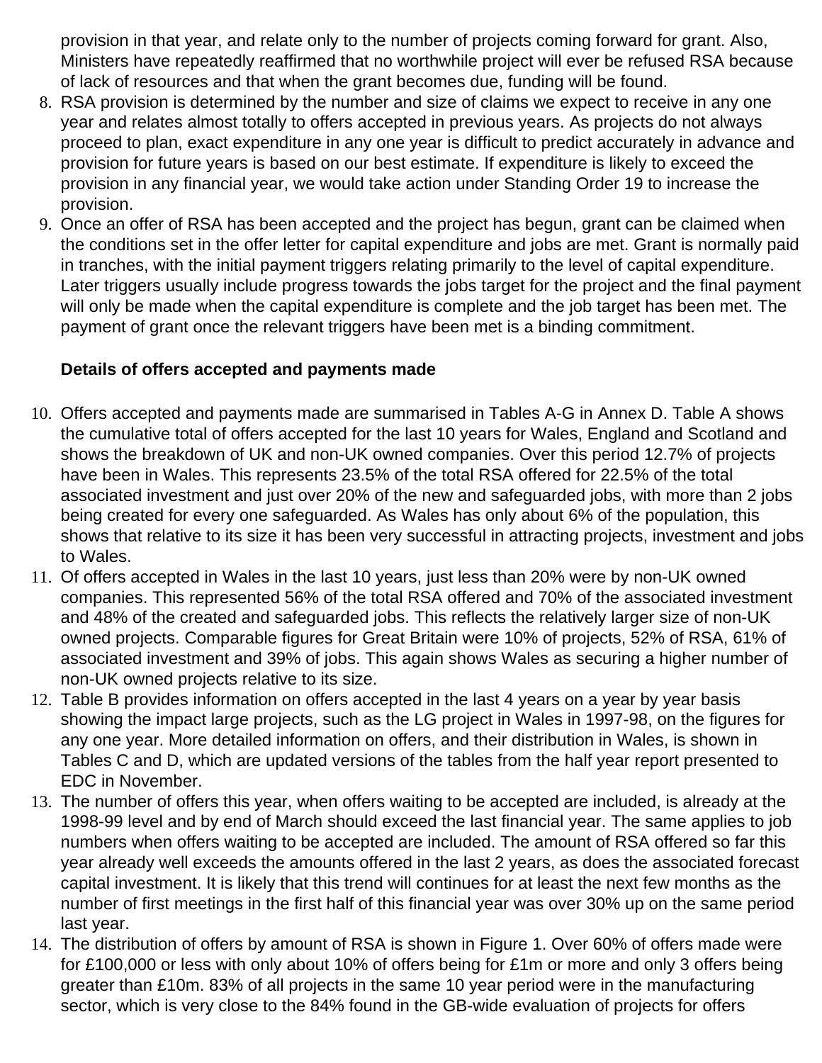provision in that year, and relate only to the number of projects coming forward for grant. Also, Ministers have repeatedly reaffirmed that no worthwhile project will ever be refused RSA because of lack of resources and that when the grant becomes due, funding will be found.

8. RSA provision is determined by the number and size of claims we expect to receive in any one year and relates almost totally to offers accepted in previous years. As projects do not always proceed to plan, exact expenditure in any one year is difficult to predict accurately in advance and provision for future years is based on our best estimate. If expenditure is likely to exceed the provision in any financial year, we would take action under Standing Order 19 to increase the provision.
9. Once an offer of RSA has been accepted and the project has begun, grant can be claimed when the conditions set in the offer letter for capital expenditure and jobs are met. Grant is normally paid in tranches, with the initial payment triggers relating primarily to the level of capital expenditure. Later triggers usually include progress towards the jobs target for the project and the final payment will only be made when the capital expenditure is complete and the job target has been met. The payment of grant once the relevant triggers have been met is a binding commitment.

**Details of offers accepted and payments made**

10. Offers accepted and payments made are summarised in Tables A-G in Annex D. Table A shows the cumulative total of offers accepted for the last 10 years for Wales, England and Scotland and shows the breakdown of UK and non-UK owned companies. Over this period 12.7% of projects have been in Wales. This represents 23.5% of the total RSA offered for 22.5% of the total associated investment and just over 20% of the new and safeguarded jobs, with more than 2 jobs being created for every one safeguarded. As Wales has only about 6% of the population, this shows that relative to its size it has been very successful in attracting projects, investment and jobs to Wales.
11. Of offers accepted in Wales in the last 10 years, just less than 20% were by non-UK owned companies. This represented 56% of the total RSA offered and 70% of the associated investment and 48% of the created and safeguarded jobs. This reflects the relatively larger size of non-UK owned projects. Comparable figures for Great Britain were 10% of projects, 52% of RSA, 61% of associated investment and 39% of jobs. This again shows Wales as securing a higher number of non-UK owned projects relative to its size.
12. Table B provides information on offers accepted in the last 4 years on a year by year basis showing the impact large projects, such as the LG project in Wales in 1997-98, on the figures for any one year. More detailed information on offers, and their distribution in Wales, is shown in Tables C and D, which are updated versions of the tables from the half year report presented to EDC in November.
13. The number of offers this year, when offers waiting to be accepted are included, is already at the 1998-99 level and by end of March should exceed the last financial year. The same applies to job numbers when offers waiting to be accepted are included. The amount of RSA offered so far this year already well exceeds the amounts offered in the last 2 years, as does the associated forecast capital investment. It is likely that this trend will continues for at least the next few months as the number of first meetings in the first half of this financial year was over 30% up on the same period last year.
14. The distribution of offers by amount of RSA is shown in Figure 1. Over 60% of offers made were for £100,000 or less with only about 10% of offers being for £1m or more and only 3 offers being greater than £10m. 83% of all projects in the same 10 year period were in the manufacturing sector, which is very close to the 84% found in the GB-wide evaluation of projects for offers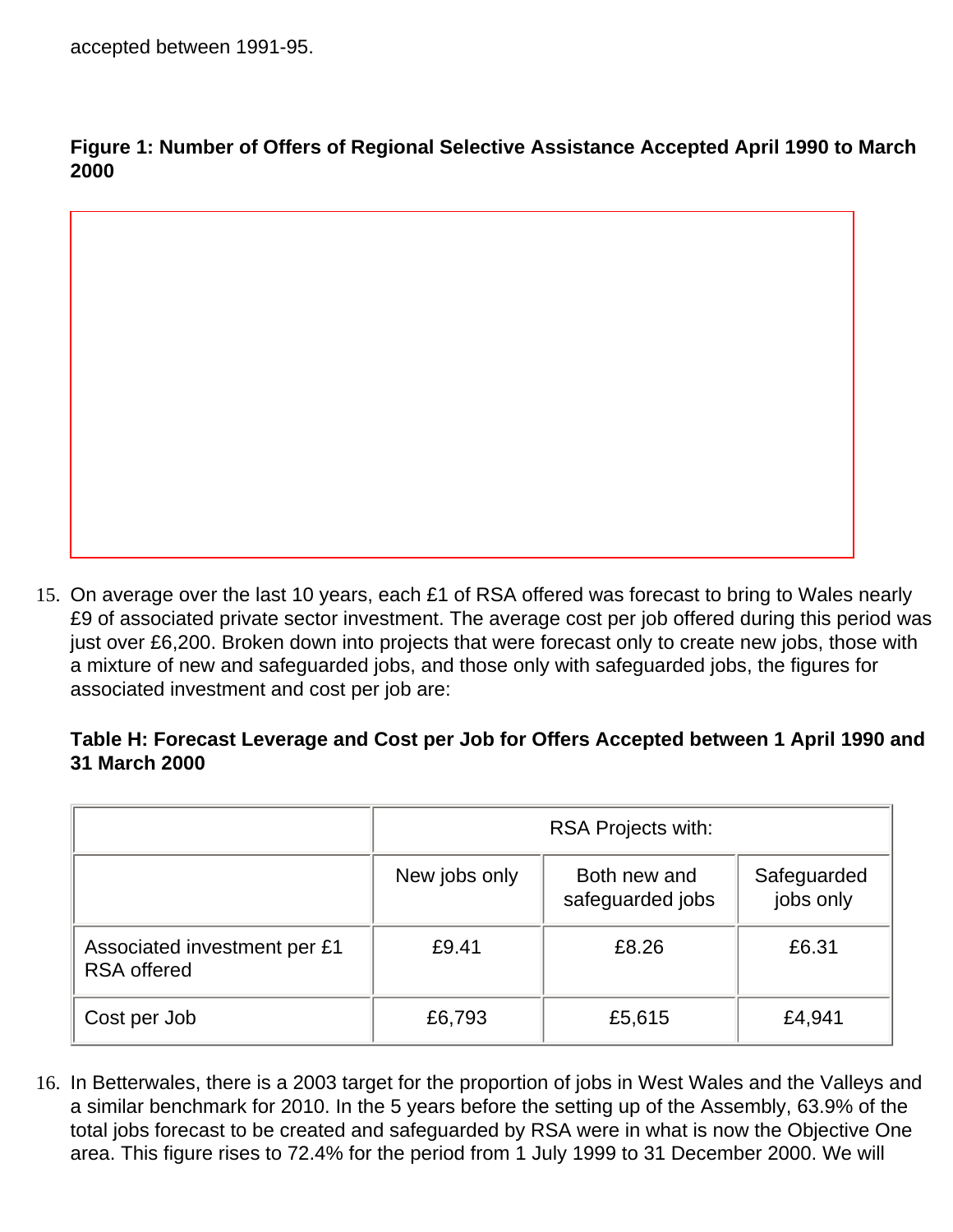accepted between 1991-95.

**Figure 1: Number of Offers of Regional Selective Assistance Accepted April 1990 to March 2000**

15. On average over the last 10 years, each £1 of RSA offered was forecast to bring to Wales nearly £9 of associated private sector investment. The average cost per job offered during this period was just over £6,200. Broken down into projects that were forecast only to create new jobs, those with a mixture of new and safeguarded jobs, and those only with safeguarded jobs, the figures for associated investment and cost per job are:

**Table H: Forecast Leverage and Cost per Job for Offers Accepted between 1 April 1990 and 31 March 2000**

| | RSA Projects with: | | |
|---|---|---|---|
| | New jobs only | Both new and safeguarded jobs | Safeguarded jobs only |
| Associated investment per £1 RSA offered | £9.41 | £8.26 | £6.31 |
| Cost per Job | £6,793 | £5,615 | £4,941 |

16. In Betterwales, there is a 2003 target for the proportion of jobs in West Wales and the Valleys and a similar benchmark for 2010. In the 5 years before the setting up of the Assembly, 63.9% of the total jobs forecast to be created and safeguarded by RSA were in what is now the Objective One area. This figure rises to 72.4% for the period from 1 July 1999 to 31 December 2000. We will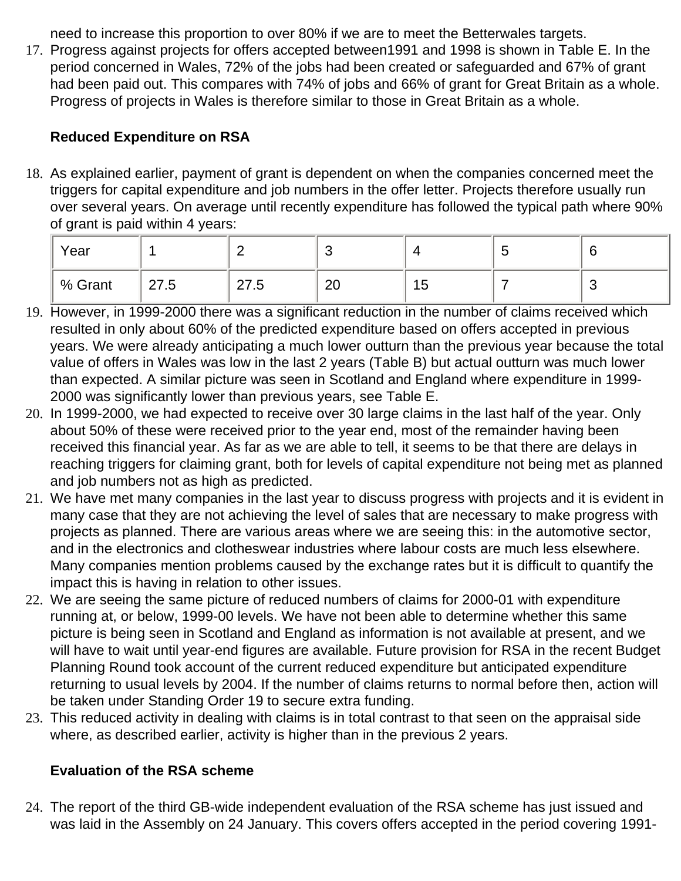need to increase this proportion to over 80% if we are to meet the Betterwales targets.

17. Progress against projects for offers accepted between1991 and 1998 is shown in Table E. In the period concerned in Wales, 72% of the jobs had been created or safeguarded and 67% of grant had been paid out. This compares with 74% of jobs and 66% of grant for Great Britain as a whole. Progress of projects in Wales is therefore similar to those in Great Britain as a whole.

**Reduced Expenditure on RSA**

18. As explained earlier, payment of grant is dependent on when the companies concerned meet the triggers for capital expenditure and job numbers in the offer letter. Projects therefore usually run over several years. On average until recently expenditure has followed the typical path where 90% of grant is paid within 4 years:

| Year | 1 | 2 | 3 | 4 | 5 | 6 |
|---|---|---|---|---|---|---|
| % Grant | 27.5 | 27.5 | 20 | 15 | 7 | 3 |

19. However, in 1999-2000 there was a significant reduction in the number of claims received which resulted in only about 60% of the predicted expenditure based on offers accepted in previous years. We were already anticipating a much lower outturn than the previous year because the total value of offers in Wales was low in the last 2 years (Table B) but actual outturn was much lower than expected. A similar picture was seen in Scotland and England where expenditure in 1999-2000 was significantly lower than previous years, see Table E.
20. In 1999-2000, we had expected to receive over 30 large claims in the last half of the year. Only about 50% of these were received prior to the year end, most of the remainder having been received this financial year. As far as we are able to tell, it seems to be that there are delays in reaching triggers for claiming grant, both for levels of capital expenditure not being met as planned and job numbers not as high as predicted.
21. We have met many companies in the last year to discuss progress with projects and it is evident in many case that they are not achieving the level of sales that are necessary to make progress with projects as planned. There are various areas where we are seeing this: in the automotive sector, and in the electronics and clotheswear industries where labour costs are much less elsewhere. Many companies mention problems caused by the exchange rates but it is difficult to quantify the impact this is having in relation to other issues.
22. We are seeing the same picture of reduced numbers of claims for 2000-01 with expenditure running at, or below, 1999-00 levels. We have not been able to determine whether this same picture is being seen in Scotland and England as information is not available at present, and we will have to wait until year-end figures are available. Future provision for RSA in the recent Budget Planning Round took account of the current reduced expenditure but anticipated expenditure returning to usual levels by 2004. If the number of claims returns to normal before then, action will be taken under Standing Order 19 to secure extra funding.
23. This reduced activity in dealing with claims is in total contrast to that seen on the appraisal side where, as described earlier, activity is higher than in the previous 2 years.

**Evaluation of the RSA scheme**

24. The report of the third GB-wide independent evaluation of the RSA scheme has just issued and was laid in the Assembly on 24 January. This covers offers accepted in the period covering 1991-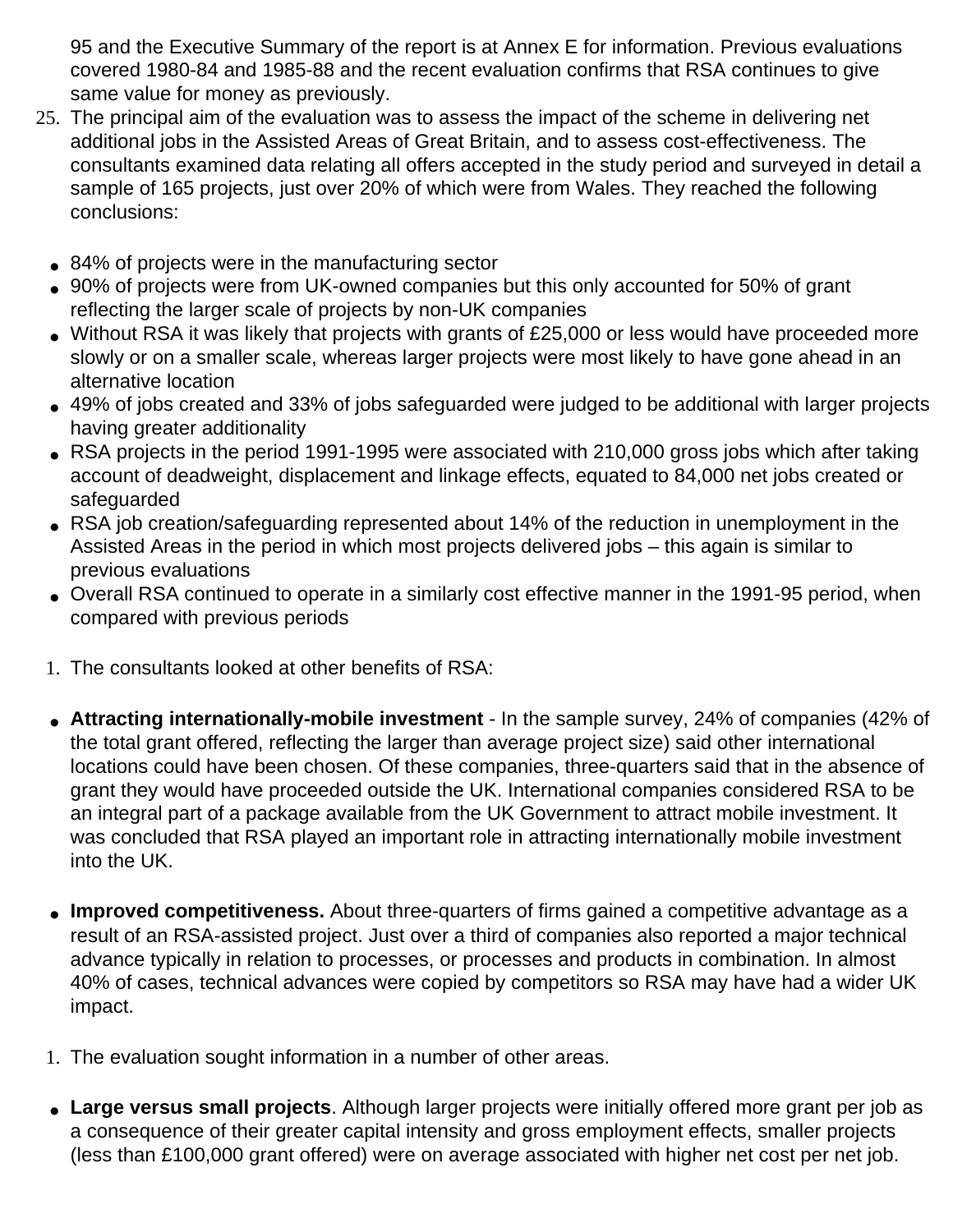95 and the Executive Summary of the report is at Annex E for information. Previous evaluations covered 1980-84 and 1985-88 and the recent evaluation confirms that RSA continues to give same value for money as previously.

25. The principal aim of the evaluation was to assess the impact of the scheme in delivering net additional jobs in the Assisted Areas of Great Britain, and to assess cost-effectiveness. The consultants examined data relating all offers accepted in the study period and surveyed in detail a sample of 165 projects, just over 20% of which were from Wales. They reached the following conclusions:

- 84% of projects were in the manufacturing sector
- 90% of projects were from UK-owned companies but this only accounted for 50% of grant reflecting the larger scale of projects by non-UK companies
- Without RSA it was likely that projects with grants of £25,000 or less would have proceeded more slowly or on a smaller scale, whereas larger projects were most likely to have gone ahead in an alternative location
- 49% of jobs created and 33% of jobs safeguarded were judged to be additional with larger projects having greater additionality
- RSA projects in the period 1991-1995 were associated with 210,000 gross jobs which after taking account of deadweight, displacement and linkage effects, equated to 84,000 net jobs created or safeguarded
- RSA job creation/safeguarding represented about 14% of the reduction in unemployment in the Assisted Areas in the period in which most projects delivered jobs – this again is similar to previous evaluations
- Overall RSA continued to operate in a similarly cost effective manner in the 1991-95 period, when compared with previous periods

1. The consultants looked at other benefits of RSA:

- **Attracting internationally-mobile investment** - In the sample survey, 24% of companies (42% of the total grant offered, reflecting the larger than average project size) said other international locations could have been chosen. Of these companies, three-quarters said that in the absence of grant they would have proceeded outside the UK. International companies considered RSA to be an integral part of a package available from the UK Government to attract mobile investment. It was concluded that RSA played an important role in attracting internationally mobile investment into the UK.

- **Improved competitiveness.** About three-quarters of firms gained a competitive advantage as a result of an RSA-assisted project. Just over a third of companies also reported a major technical advance typically in relation to processes, or processes and products in combination. In almost 40% of cases, technical advances were copied by competitors so RSA may have had a wider UK impact.

1. The evaluation sought information in a number of other areas.

- **Large versus small projects**. Although larger projects were initially offered more grant per job as a consequence of their greater capital intensity and gross employment effects, smaller projects (less than £100,000 grant offered) were on average associated with higher net cost per net job.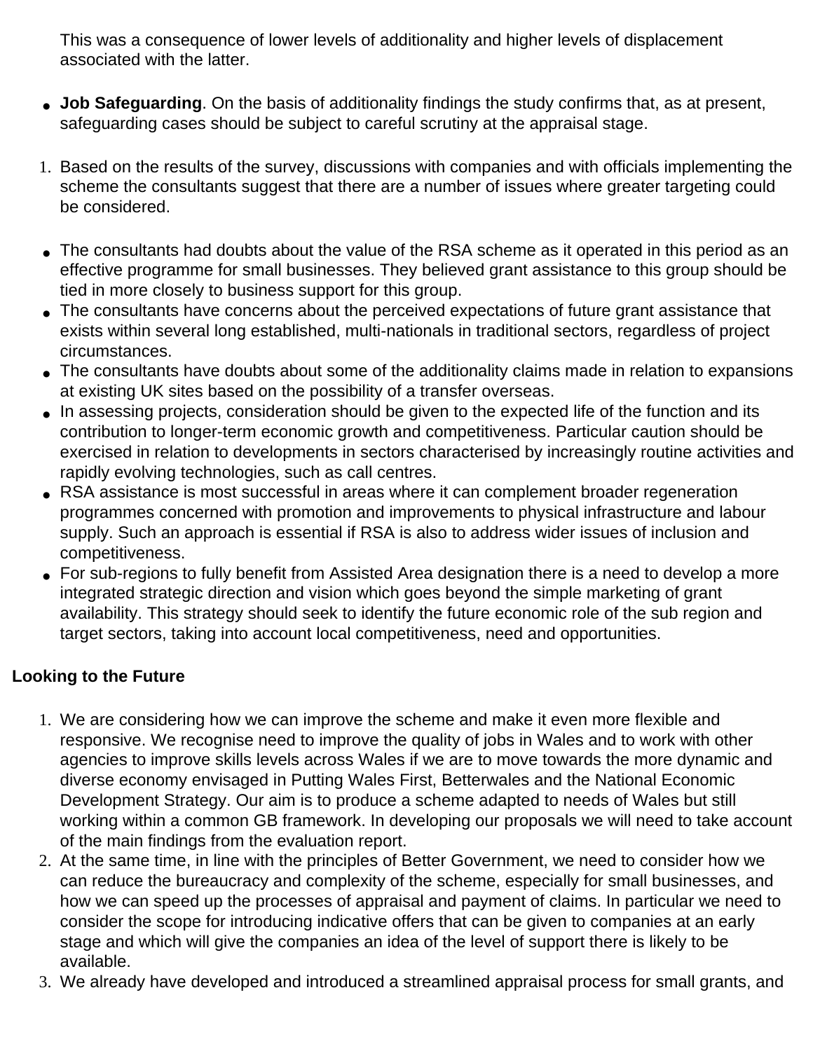This was a consequence of lower levels of additionality and higher levels of displacement associated with the latter.

- **Job Safeguarding**. On the basis of additionality findings the study confirms that, as at present, safeguarding cases should be subject to careful scrutiny at the appraisal stage.

1. Based on the results of the survey, discussions with companies and with officials implementing the scheme the consultants suggest that there are a number of issues where greater targeting could be considered.

- The consultants had doubts about the value of the RSA scheme as it operated in this period as an effective programme for small businesses. They believed grant assistance to this group should be tied in more closely to business support for this group.
- The consultants have concerns about the perceived expectations of future grant assistance that exists within several long established, multi-nationals in traditional sectors, regardless of project circumstances.
- The consultants have doubts about some of the additionality claims made in relation to expansions at existing UK sites based on the possibility of a transfer overseas.
- In assessing projects, consideration should be given to the expected life of the function and its contribution to longer-term economic growth and competitiveness. Particular caution should be exercised in relation to developments in sectors characterised by increasingly routine activities and rapidly evolving technologies, such as call centres.
- RSA assistance is most successful in areas where it can complement broader regeneration programmes concerned with promotion and improvements to physical infrastructure and labour supply. Such an approach is essential if RSA is also to address wider issues of inclusion and competitiveness.
- For sub-regions to fully benefit from Assisted Area designation there is a need to develop a more integrated strategic direction and vision which goes beyond the simple marketing of grant availability. This strategy should seek to identify the future economic role of the sub region and target sectors, taking into account local competitiveness, need and opportunities.

**Looking to the Future**

1. We are considering how we can improve the scheme and make it even more flexible and responsive. We recognise need to improve the quality of jobs in Wales and to work with other agencies to improve skills levels across Wales if we are to move towards the more dynamic and diverse economy envisaged in Putting Wales First, Betterwales and the National Economic Development Strategy. Our aim is to produce a scheme adapted to needs of Wales but still working within a common GB framework. In developing our proposals we will need to take account of the main findings from the evaluation report.
2. At the same time, in line with the principles of Better Government, we need to consider how we can reduce the bureaucracy and complexity of the scheme, especially for small businesses, and how we can speed up the processes of appraisal and payment of claims. In particular we need to consider the scope for introducing indicative offers that can be given to companies at an early stage and which will give the companies an idea of the level of support there is likely to be available.
3. We already have developed and introduced a streamlined appraisal process for small grants, and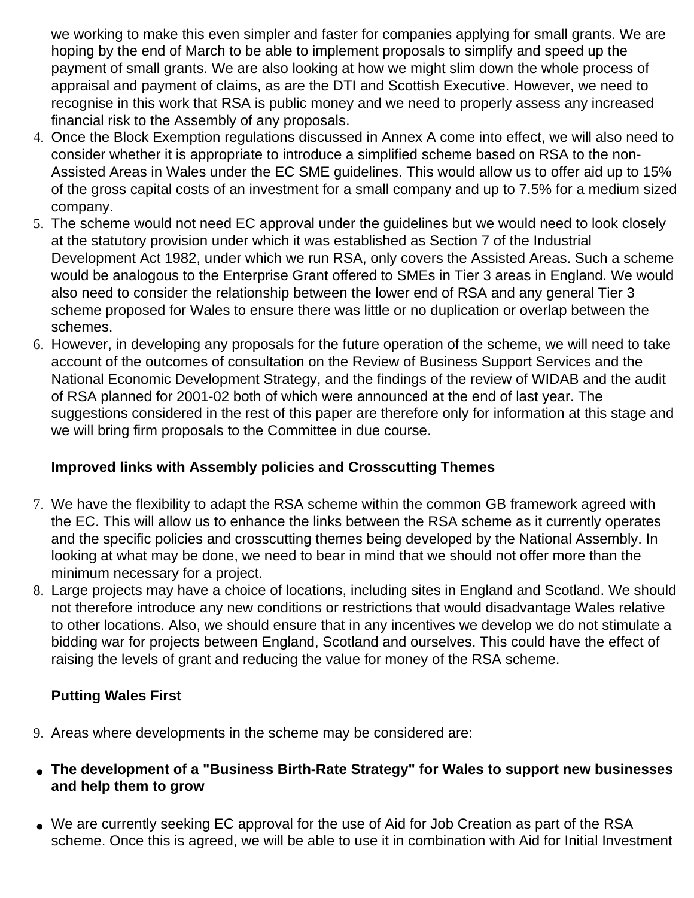we working to make this even simpler and faster for companies applying for small grants. We are hoping by the end of March to be able to implement proposals to simplify and speed up the payment of small grants. We are also looking at how we might slim down the whole process of appraisal and payment of claims, as are the DTI and Scottish Executive. However, we need to recognise in this work that RSA is public money and we need to properly assess any increased financial risk to the Assembly of any proposals.

4. Once the Block Exemption regulations discussed in Annex A come into effect, we will also need to consider whether it is appropriate to introduce a simplified scheme based on RSA to the non-Assisted Areas in Wales under the EC SME guidelines. This would allow us to offer aid up to 15% of the gross capital costs of an investment for a small company and up to 7.5% for a medium sized company.
5. The scheme would not need EC approval under the guidelines but we would need to look closely at the statutory provision under which it was established as Section 7 of the Industrial Development Act 1982, under which we run RSA, only covers the Assisted Areas. Such a scheme would be analogous to the Enterprise Grant offered to SMEs in Tier 3 areas in England. We would also need to consider the relationship between the lower end of RSA and any general Tier 3 scheme proposed for Wales to ensure there was little or no duplication or overlap between the schemes.
6. However, in developing any proposals for the future operation of the scheme, we will need to take account of the outcomes of consultation on the Review of Business Support Services and the National Economic Development Strategy, and the findings of the review of WIDAB and the audit of RSA planned for 2001-02 both of which were announced at the end of last year. The suggestions considered in the rest of this paper are therefore only for information at this stage and we will bring firm proposals to the Committee in due course.

**Improved links with Assembly policies and Crosscutting Themes**

7. We have the flexibility to adapt the RSA scheme within the common GB framework agreed with the EC. This will allow us to enhance the links between the RSA scheme as it currently operates and the specific policies and crosscutting themes being developed by the National Assembly. In looking at what may be done, we need to bear in mind that we should not offer more than the minimum necessary for a project.
8. Large projects may have a choice of locations, including sites in England and Scotland. We should not therefore introduce any new conditions or restrictions that would disadvantage Wales relative to other locations. Also, we should ensure that in any incentives we develop we do not stimulate a bidding war for projects between England, Scotland and ourselves. This could have the effect of raising the levels of grant and reducing the value for money of the RSA scheme.

**Putting Wales First**

9. Areas where developments in the scheme may be considered are:

- **The development of a "Business Birth-Rate Strategy" for Wales to support new businesses and help them to grow**

- We are currently seeking EC approval for the use of Aid for Job Creation as part of the RSA scheme. Once this is agreed, we will be able to use it in combination with Aid for Initial Investment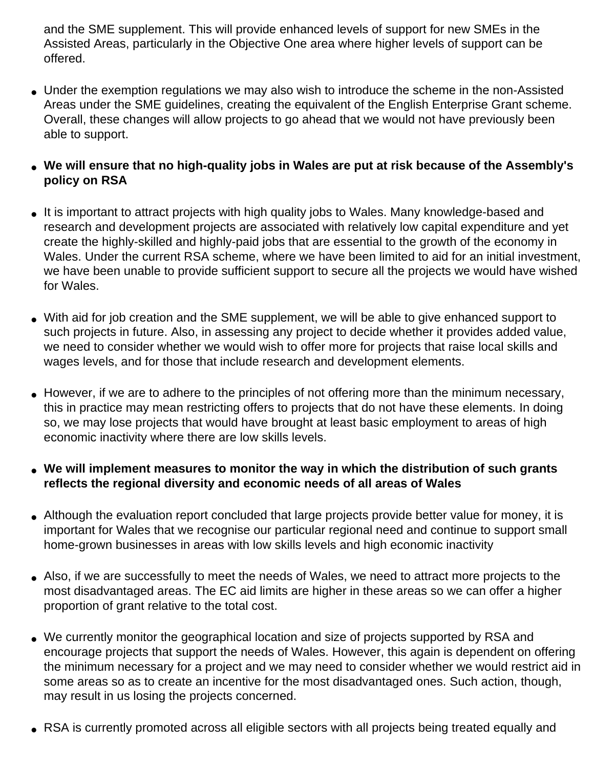and the SME supplement. This will provide enhanced levels of support for new SMEs in the Assisted Areas, particularly in the Objective One area where higher levels of support can be offered.

- Under the exemption regulations we may also wish to introduce the scheme in the non-Assisted Areas under the SME guidelines, creating the equivalent of the English Enterprise Grant scheme. Overall, these changes will allow projects to go ahead that we would not have previously been able to support.

- **We will ensure that no high-quality jobs in Wales are put at risk because of the Assembly's policy on RSA**

- It is important to attract projects with high quality jobs to Wales. Many knowledge-based and research and development projects are associated with relatively low capital expenditure and yet create the highly-skilled and highly-paid jobs that are essential to the growth of the economy in Wales. Under the current RSA scheme, where we have been limited to aid for an initial investment, we have been unable to provide sufficient support to secure all the projects we would have wished for Wales.

- With aid for job creation and the SME supplement, we will be able to give enhanced support to such projects in future. Also, in assessing any project to decide whether it provides added value, we need to consider whether we would wish to offer more for projects that raise local skills and wages levels, and for those that include research and development elements.

- However, if we are to adhere to the principles of not offering more than the minimum necessary, this in practice may mean restricting offers to projects that do not have these elements. In doing so, we may lose projects that would have brought at least basic employment to areas of high economic inactivity where there are low skills levels.

- **We will implement measures to monitor the way in which the distribution of such grants reflects the regional diversity and economic needs of all areas of Wales**

- Although the evaluation report concluded that large projects provide better value for money, it is important for Wales that we recognise our particular regional need and continue to support small home-grown businesses in areas with low skills levels and high economic inactivity

- Also, if we are successfully to meet the needs of Wales, we need to attract more projects to the most disadvantaged areas. The EC aid limits are higher in these areas so we can offer a higher proportion of grant relative to the total cost.

- We currently monitor the geographical location and size of projects supported by RSA and encourage projects that support the needs of Wales. However, this again is dependent on offering the minimum necessary for a project and we may need to consider whether we would restrict aid in some areas so as to create an incentive for the most disadvantaged ones. Such action, though, may result in us losing the projects concerned.

- RSA is currently promoted across all eligible sectors with all projects being treated equally and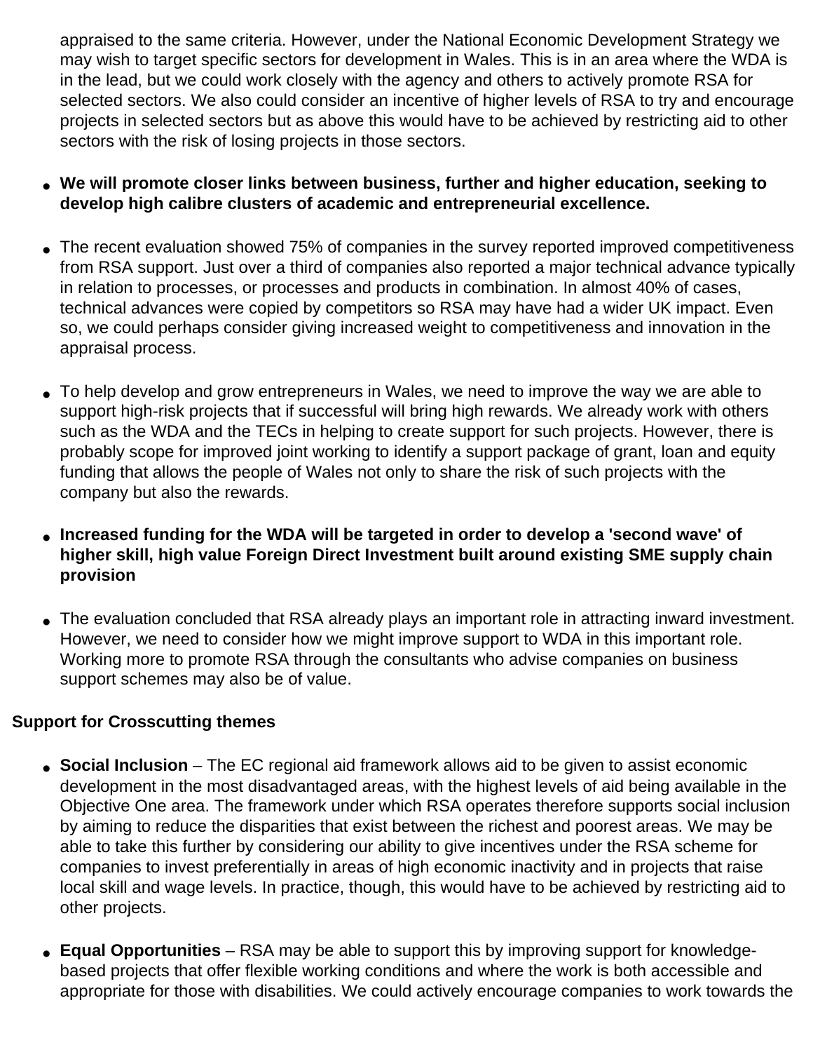appraised to the same criteria. However, under the National Economic Development Strategy we may wish to target specific sectors for development in Wales. This is in an area where the WDA is in the lead, but we could work closely with the agency and others to actively promote RSA for selected sectors. We also could consider an incentive of higher levels of RSA to try and encourage projects in selected sectors but as above this would have to be achieved by restricting aid to other sectors with the risk of losing projects in those sectors.

- **We will promote closer links between business, further and higher education, seeking to develop high calibre clusters of academic and entrepreneurial excellence.**

- The recent evaluation showed 75% of companies in the survey reported improved competitiveness from RSA support. Just over a third of companies also reported a major technical advance typically in relation to processes, or processes and products in combination. In almost 40% of cases, technical advances were copied by competitors so RSA may have had a wider UK impact. Even so, we could perhaps consider giving increased weight to competitiveness and innovation in the appraisal process.

- To help develop and grow entrepreneurs in Wales, we need to improve the way we are able to support high-risk projects that if successful will bring high rewards. We already work with others such as the WDA and the TECs in helping to create support for such projects. However, there is probably scope for improved joint working to identify a support package of grant, loan and equity funding that allows the people of Wales not only to share the risk of such projects with the company but also the rewards.

- **Increased funding for the WDA will be targeted in order to develop a 'second wave' of higher skill, high value Foreign Direct Investment built around existing SME supply chain provision**

- The evaluation concluded that RSA already plays an important role in attracting inward investment. However, we need to consider how we might improve support to WDA in this important role. Working more to promote RSA through the consultants who advise companies on business support schemes may also be of value.

**Support for Crosscutting themes**

- **Social Inclusion** – The EC regional aid framework allows aid to be given to assist economic development in the most disadvantaged areas, with the highest levels of aid being available in the Objective One area. The framework under which RSA operates therefore supports social inclusion by aiming to reduce the disparities that exist between the richest and poorest areas. We may be able to take this further by considering our ability to give incentives under the RSA scheme for companies to invest preferentially in areas of high economic inactivity and in projects that raise local skill and wage levels. In practice, though, this would have to be achieved by restricting aid to other projects.

- **Equal Opportunities** – RSA may be able to support this by improving support for knowledge-based projects that offer flexible working conditions and where the work is both accessible and appropriate for those with disabilities. We could actively encourage companies to work towards the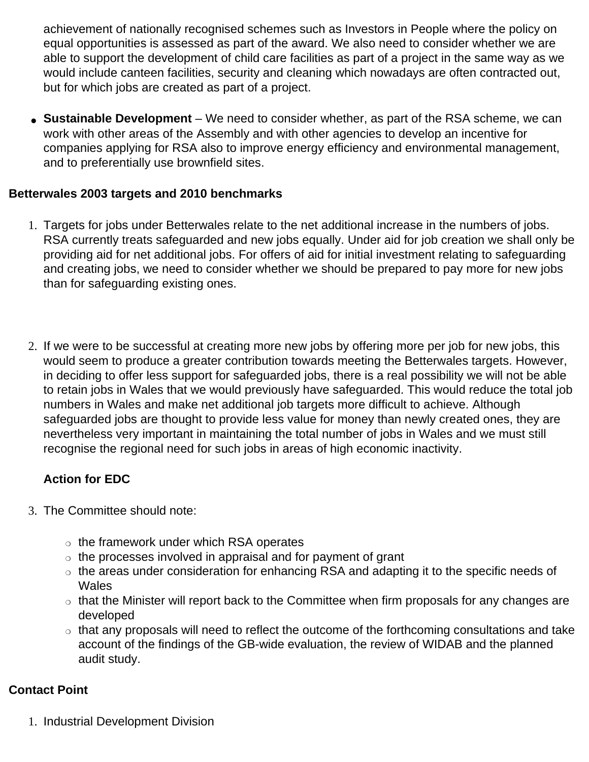achievement of nationally recognised schemes such as Investors in People where the policy on equal opportunities is assessed as part of the award. We also need to consider whether we are able to support the development of child care facilities as part of a project in the same way as we would include canteen facilities, security and cleaning which nowadays are often contracted out, but for which jobs are created as part of a project.

- **Sustainable Development** – We need to consider whether, as part of the RSA scheme, we can work with other areas of the Assembly and with other agencies to develop an incentive for companies applying for RSA also to improve energy efficiency and environmental management, and to preferentially use brownfield sites.

**Betterwales 2003 targets and 2010 benchmarks**

1. Targets for jobs under Betterwales relate to the net additional increase in the numbers of jobs. RSA currently treats safeguarded and new jobs equally. Under aid for job creation we shall only be providing aid for net additional jobs. For offers of aid for initial investment relating to safeguarding and creating jobs, we need to consider whether we should be prepared to pay more for new jobs than for safeguarding existing ones.

2. If we were to be successful at creating more new jobs by offering more per job for new jobs, this would seem to produce a greater contribution towards meeting the Betterwales targets. However, in deciding to offer less support for safeguarded jobs, there is a real possibility we will not be able to retain jobs in Wales that we would previously have safeguarded. This would reduce the total job numbers in Wales and make net additional job targets more difficult to achieve. Although safeguarded jobs are thought to provide less value for money than newly created ones, they are nevertheless very important in maintaining the total number of jobs in Wales and we must still recognise the regional need for such jobs in areas of high economic inactivity.

   **Action for EDC**

3. The Committee should note:

   - the framework under which RSA operates
   - the processes involved in appraisal and for payment of grant
   - the areas under consideration for enhancing RSA and adapting it to the specific needs of Wales
   - that the Minister will report back to the Committee when firm proposals for any changes are developed
   - that any proposals will need to reflect the outcome of the forthcoming consultations and take account of the findings of the GB-wide evaluation, the review of WIDAB and the planned audit study.

**Contact Point**

1. Industrial Development Division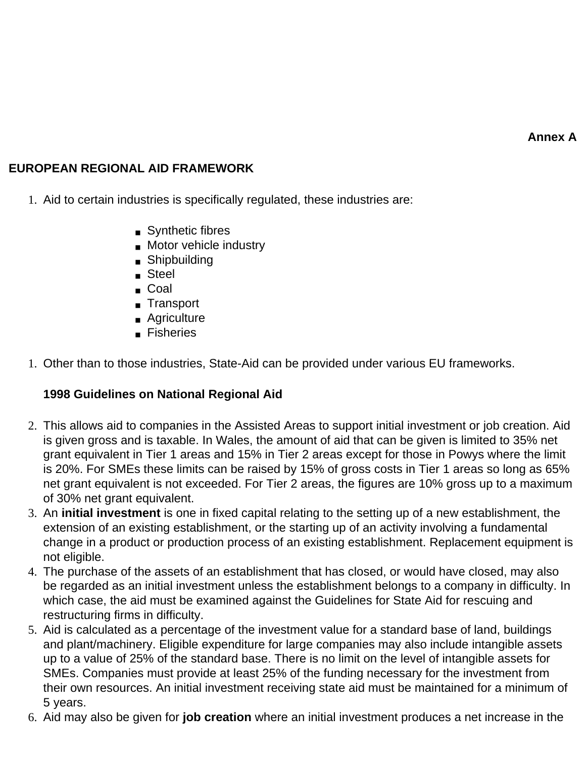**Annex A**

## EUROPEAN REGIONAL AID FRAMEWORK

1. Aid to certain industries is specifically regulated, these industries are:

    - Synthetic fibres
    - Motor vehicle industry
    - Shipbuilding
    - Steel
    - Coal
    - Transport
    - Agriculture
    - Fisheries

1. Other than to those industries, State-Aid can be provided under various EU frameworks.

    **1998 Guidelines on National Regional Aid**

2. This allows aid to companies in the Assisted Areas to support initial investment or job creation. Aid is given gross and is taxable. In Wales, the amount of aid that can be given is limited to 35% net grant equivalent in Tier 1 areas and 15% in Tier 2 areas except for those in Powys where the limit is 20%. For SMEs these limits can be raised by 15% of gross costs in Tier 1 areas so long as 65% net grant equivalent is not exceeded. For Tier 2 areas, the figures are 10% gross up to a maximum of 30% net grant equivalent.
3. An **initial investment** is one in fixed capital relating to the setting up of a new establishment, the extension of an existing establishment, or the starting up of an activity involving a fundamental change in a product or production process of an existing establishment. Replacement equipment is not eligible.
4. The purchase of the assets of an establishment that has closed, or would have closed, may also be regarded as an initial investment unless the establishment belongs to a company in difficulty. In which case, the aid must be examined against the Guidelines for State Aid for rescuing and restructuring firms in difficulty.
5. Aid is calculated as a percentage of the investment value for a standard base of land, buildings and plant/machinery. Eligible expenditure for large companies may also include intangible assets up to a value of 25% of the standard base. There is no limit on the level of intangible assets for SMEs. Companies must provide at least 25% of the funding necessary for the investment from their own resources. An initial investment receiving state aid must be maintained for a minimum of 5 years.
6. Aid may also be given for **job creation** where an initial investment produces a net increase in the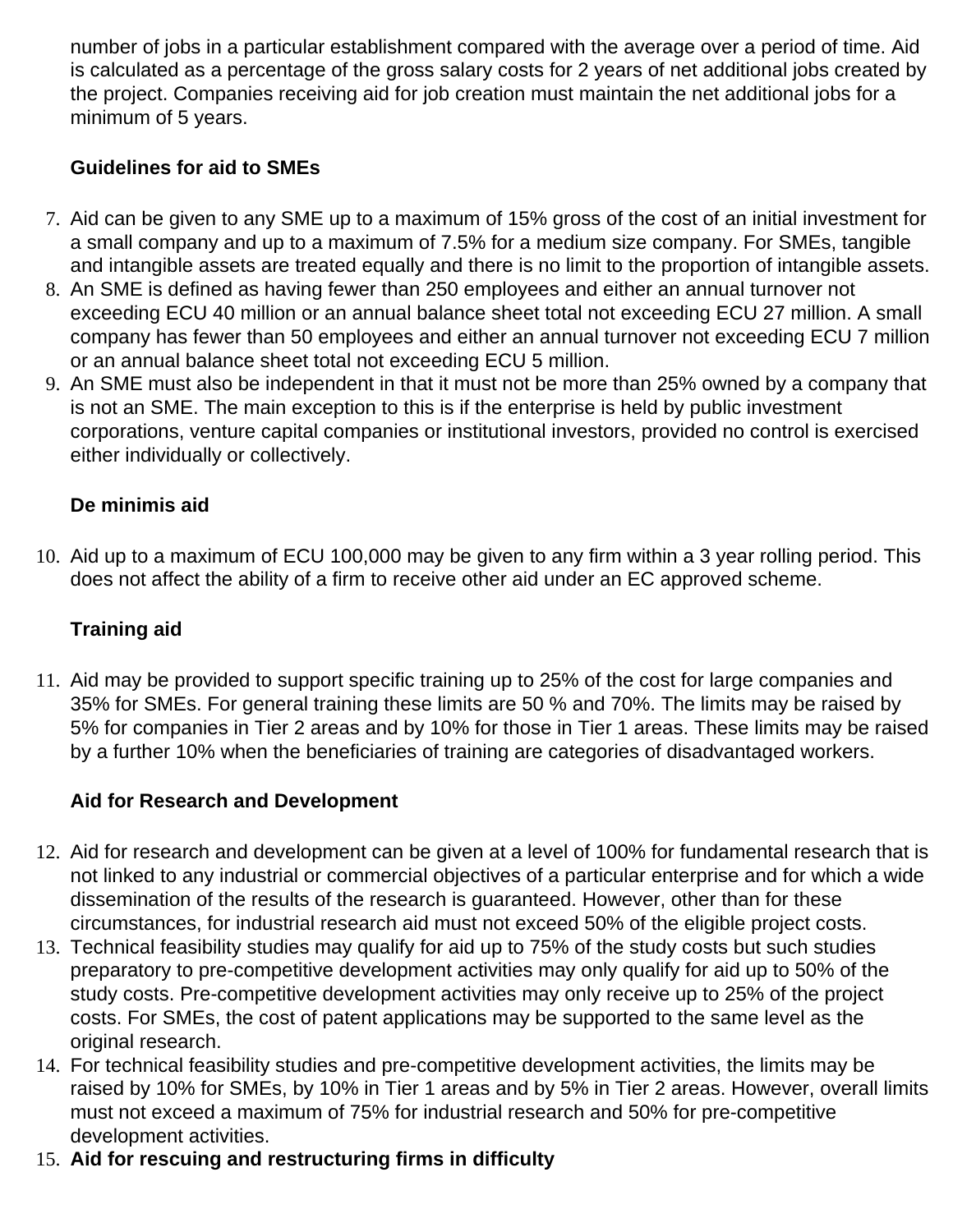number of jobs in a particular establishment compared with the average over a period of time. Aid is calculated as a percentage of the gross salary costs for 2 years of net additional jobs created by the project. Companies receiving aid for job creation must maintain the net additional jobs for a minimum of 5 years.

**Guidelines for aid to SMEs**

7. Aid can be given to any SME up to a maximum of 15% gross of the cost of an initial investment for a small company and up to a maximum of 7.5% for a medium size company. For SMEs, tangible and intangible assets are treated equally and there is no limit to the proportion of intangible assets.
8. An SME is defined as having fewer than 250 employees and either an annual turnover not exceeding ECU 40 million or an annual balance sheet total not exceeding ECU 27 million. A small company has fewer than 50 employees and either an annual turnover not exceeding ECU 7 million or an annual balance sheet total not exceeding ECU 5 million.
9. An SME must also be independent in that it must not be more than 25% owned by a company that is not an SME. The main exception to this is if the enterprise is held by public investment corporations, venture capital companies or institutional investors, provided no control is exercised either individually or collectively.

**De minimis aid**

10. Aid up to a maximum of ECU 100,000 may be given to any firm within a 3 year rolling period. This does not affect the ability of a firm to receive other aid under an EC approved scheme.

**Training aid**

11. Aid may be provided to support specific training up to 25% of the cost for large companies and 35% for SMEs. For general training these limits are 50 % and 70%. The limits may be raised by 5% for companies in Tier 2 areas and by 10% for those in Tier 1 areas. These limits may be raised by a further 10% when the beneficiaries of training are categories of disadvantaged workers.

**Aid for Research and Development**

12. Aid for research and development can be given at a level of 100% for fundamental research that is not linked to any industrial or commercial objectives of a particular enterprise and for which a wide dissemination of the results of the research is guaranteed. However, other than for these circumstances, for industrial research aid must not exceed 50% of the eligible project costs.
13. Technical feasibility studies may qualify for aid up to 75% of the study costs but such studies preparatory to pre-competitive development activities may only qualify for aid up to 50% of the study costs. Pre-competitive development activities may only receive up to 25% of the project costs. For SMEs, the cost of patent applications may be supported to the same level as the original research.
14. For technical feasibility studies and pre-competitive development activities, the limits may be raised by 10% for SMEs, by 10% in Tier 1 areas and by 5% in Tier 2 areas. However, overall limits must not exceed a maximum of 75% for industrial research and 50% for pre-competitive development activities.
15. **Aid for rescuing and restructuring firms in difficulty**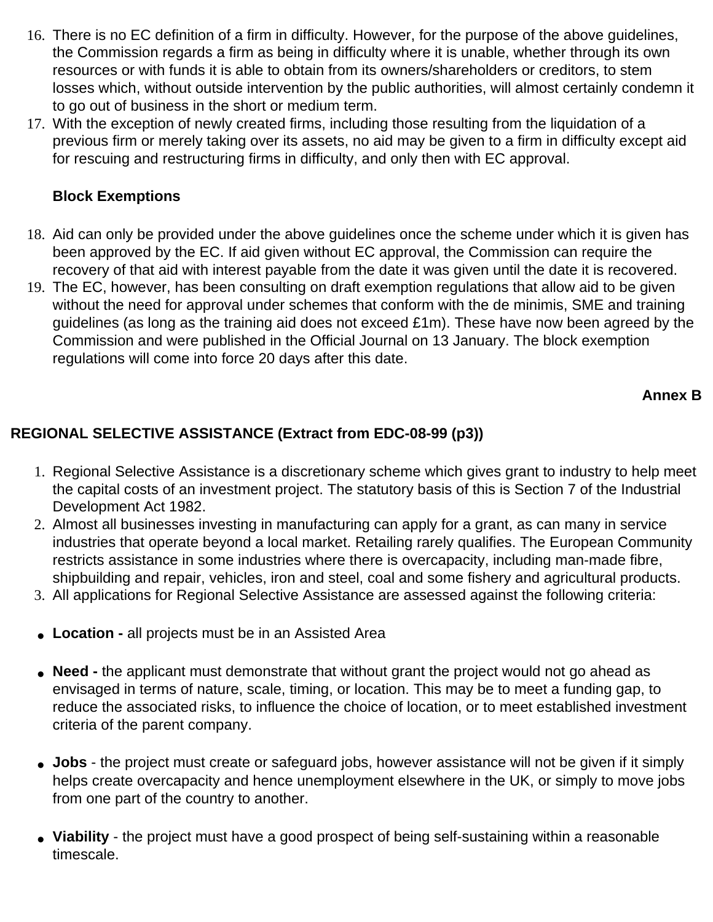16. There is no EC definition of a firm in difficulty. However, for the purpose of the above guidelines, the Commission regards a firm as being in difficulty where it is unable, whether through its own resources or with funds it is able to obtain from its owners/shareholders or creditors, to stem losses which, without outside intervention by the public authorities, will almost certainly condemn it to go out of business in the short or medium term.
17. With the exception of newly created firms, including those resulting from the liquidation of a previous firm or merely taking over its assets, no aid may be given to a firm in difficulty except aid for rescuing and restructuring firms in difficulty, and only then with EC approval.

**Block Exemptions**

18. Aid can only be provided under the above guidelines once the scheme under which it is given has been approved by the EC. If aid given without EC approval, the Commission can require the recovery of that aid with interest payable from the date it was given until the date it is recovered.
19. The EC, however, has been consulting on draft exemption regulations that allow aid to be given without the need for approval under schemes that conform with the de minimis, SME and training guidelines (as long as the training aid does not exceed £1m). These have now been agreed by the Commission and were published in the Official Journal on 13 January. The block exemption regulations will come into force 20 days after this date.

**Annex B**

## REGIONAL SELECTIVE ASSISTANCE (Extract from EDC-08-99 (p3))

1. Regional Selective Assistance is a discretionary scheme which gives grant to industry to help meet the capital costs of an investment project. The statutory basis of this is Section 7 of the Industrial Development Act 1982.
2. Almost all businesses investing in manufacturing can apply for a grant, as can many in service industries that operate beyond a local market. Retailing rarely qualifies. The European Community restricts assistance in some industries where there is overcapacity, including man-made fibre, shipbuilding and repair, vehicles, iron and steel, coal and some fishery and agricultural products.
3. All applications for Regional Selective Assistance are assessed against the following criteria:

- **Location -** all projects must be in an Assisted Area
- **Need -** the applicant must demonstrate that without grant the project would not go ahead as envisaged in terms of nature, scale, timing, or location. This may be to meet a funding gap, to reduce the associated risks, to influence the choice of location, or to meet established investment criteria of the parent company.
- **Jobs** - the project must create or safeguard jobs, however assistance will not be given if it simply helps create overcapacity and hence unemployment elsewhere in the UK, or simply to move jobs from one part of the country to another.
- **Viability** - the project must have a good prospect of being self-sustaining within a reasonable timescale.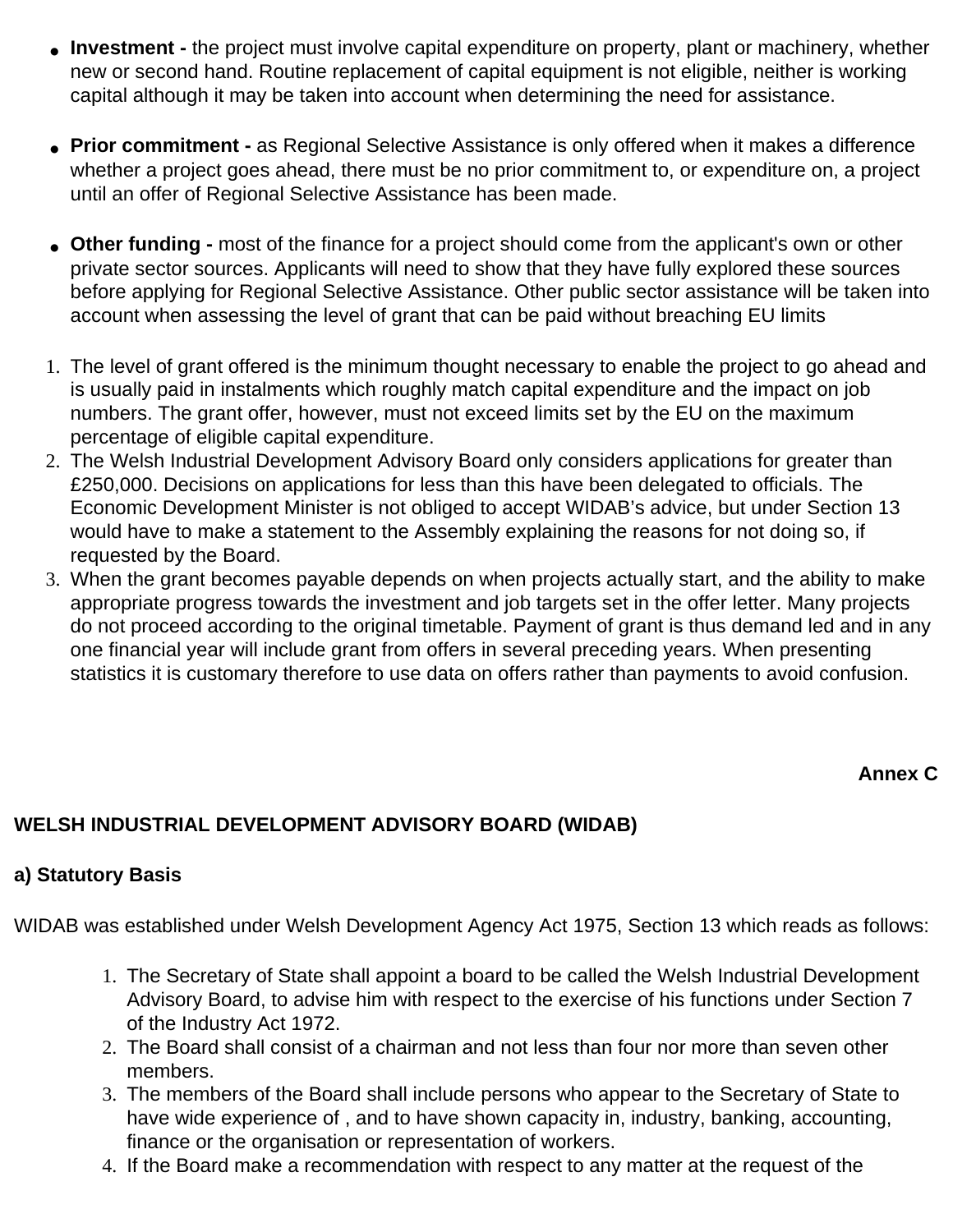- **Investment -** the project must involve capital expenditure on property, plant or machinery, whether new or second hand. Routine replacement of capital equipment is not eligible, neither is working capital although it may be taken into account when determining the need for assistance.

- **Prior commitment -** as Regional Selective Assistance is only offered when it makes a difference whether a project goes ahead, there must be no prior commitment to, or expenditure on, a project until an offer of Regional Selective Assistance has been made.

- **Other funding -** most of the finance for a project should come from the applicant's own or other private sector sources. Applicants will need to show that they have fully explored these sources before applying for Regional Selective Assistance. Other public sector assistance will be taken into account when assessing the level of grant that can be paid without breaching EU limits

1. The level of grant offered is the minimum thought necessary to enable the project to go ahead and is usually paid in instalments which roughly match capital expenditure and the impact on job numbers. The grant offer, however, must not exceed limits set by the EU on the maximum percentage of eligible capital expenditure.
2. The Welsh Industrial Development Advisory Board only considers applications for greater than £250,000. Decisions on applications for less than this have been delegated to officials. The Economic Development Minister is not obliged to accept WIDAB's advice, but under Section 13 would have to make a statement to the Assembly explaining the reasons for not doing so, if requested by the Board.
3. When the grant becomes payable depends on when projects actually start, and the ability to make appropriate progress towards the investment and job targets set in the offer letter. Many projects do not proceed according to the original timetable. Payment of grant is thus demand led and in any one financial year will include grant from offers in several preceding years. When presenting statistics it is customary therefore to use data on offers rather than payments to avoid confusion.

**Annex C**

## WELSH INDUSTRIAL DEVELOPMENT ADVISORY BOARD (WIDAB)

### a) Statutory Basis

WIDAB was established under Welsh Development Agency Act 1975, Section 13 which reads as follows:

1. The Secretary of State shall appoint a board to be called the Welsh Industrial Development Advisory Board, to advise him with respect to the exercise of his functions under Section 7 of the Industry Act 1972.
2. The Board shall consist of a chairman and not less than four nor more than seven other members.
3. The members of the Board shall include persons who appear to the Secretary of State to have wide experience of , and to have shown capacity in, industry, banking, accounting, finance or the organisation or representation of workers.
4. If the Board make a recommendation with respect to any matter at the request of the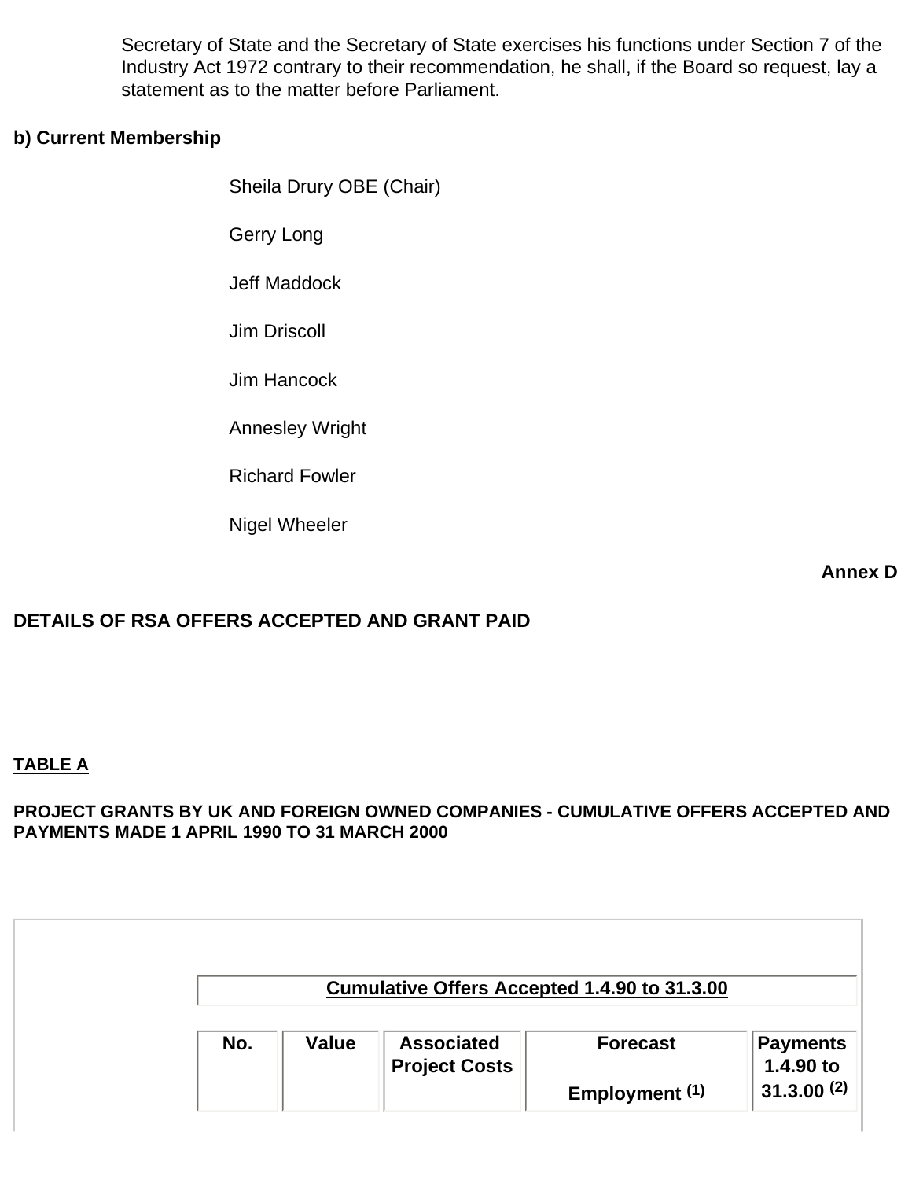Secretary of State and the Secretary of State exercises his functions under Section 7 of the Industry Act 1972 contrary to their recommendation, he shall, if the Board so request, lay a statement as to the matter before Parliament.

**b) Current Membership**

Sheila Drury OBE (Chair)

Gerry Long

Jeff Maddock

Jim Driscoll

Jim Hancock

Annesley Wright

Richard Fowler

Nigel Wheeler

**Annex D**

**DETAILS OF RSA OFFERS ACCEPTED AND GRANT PAID**

**TABLE A**

**PROJECT GRANTS BY UK AND FOREIGN OWNED COMPANIES - CUMULATIVE OFFERS ACCEPTED AND PAYMENTS MADE 1 APRIL 1990 TO 31 MARCH 2000**

| | Cumulative Offers Accepted 1.4.90 to 31.3.00 | | | | |
|---|---|---|---|---|---|
| | **No.** | **Value** | **Associated Project Costs** | **Forecast Employment (1)** | **Payments 1.4.90 to 31.3.00 (2)** |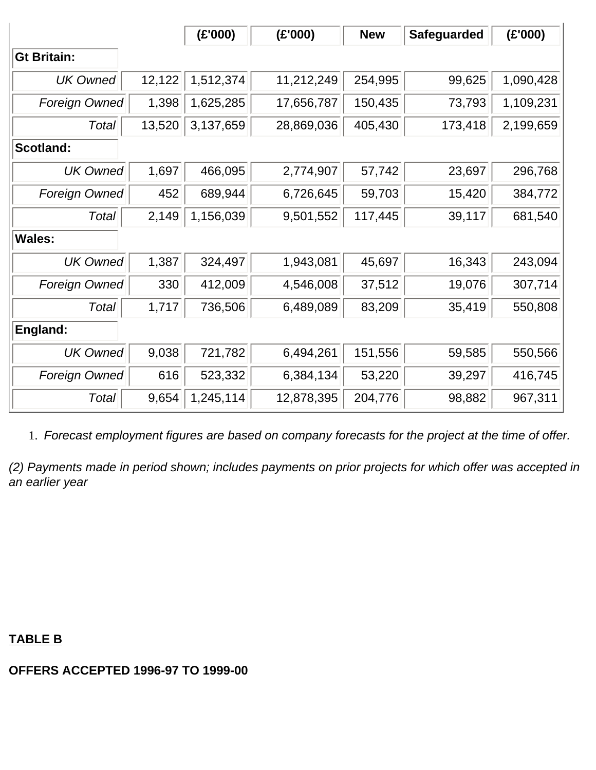| | | (£'000) | (£'000) | New | Safeguarded | (£'000) |
|---|---|---|---|---|---|---|
| **Gt Britain:** | | | | | | |
| *UK Owned* | 12,122 | 1,512,374 | 11,212,249 | 254,995 | 99,625 | 1,090,428 |
| *Foreign Owned* | 1,398 | 1,625,285 | 17,656,787 | 150,435 | 73,793 | 1,109,231 |
| *Total* | 13,520 | 3,137,659 | 28,869,036 | 405,430 | 173,418 | 2,199,659 |
| **Scotland:** | | | | | | |
| *UK Owned* | 1,697 | 466,095 | 2,774,907 | 57,742 | 23,697 | 296,768 |
| *Foreign Owned* | 452 | 689,944 | 6,726,645 | 59,703 | 15,420 | 384,772 |
| *Total* | 2,149 | 1,156,039 | 9,501,552 | 117,445 | 39,117 | 681,540 |
| **Wales:** | | | | | | |
| *UK Owned* | 1,387 | 324,497 | 1,943,081 | 45,697 | 16,343 | 243,094 |
| *Foreign Owned* | 330 | 412,009 | 4,546,008 | 37,512 | 19,076 | 307,714 |
| *Total* | 1,717 | 736,506 | 6,489,089 | 83,209 | 35,419 | 550,808 |
| **England:** | | | | | | |
| *UK Owned* | 9,038 | 721,782 | 6,494,261 | 151,556 | 59,585 | 550,566 |
| *Foreign Owned* | 616 | 523,332 | 6,384,134 | 53,220 | 39,297 | 416,745 |
| *Total* | 9,654 | 1,245,114 | 12,878,395 | 204,776 | 98,882 | 967,311 |

1. *Forecast employment figures are based on company forecasts for the project at the time of offer.*

*(2) Payments made in period shown; includes payments on prior projects for which offer was accepted in an earlier year*

**TABLE B**

**OFFERS ACCEPTED 1996-97 TO 1999-00**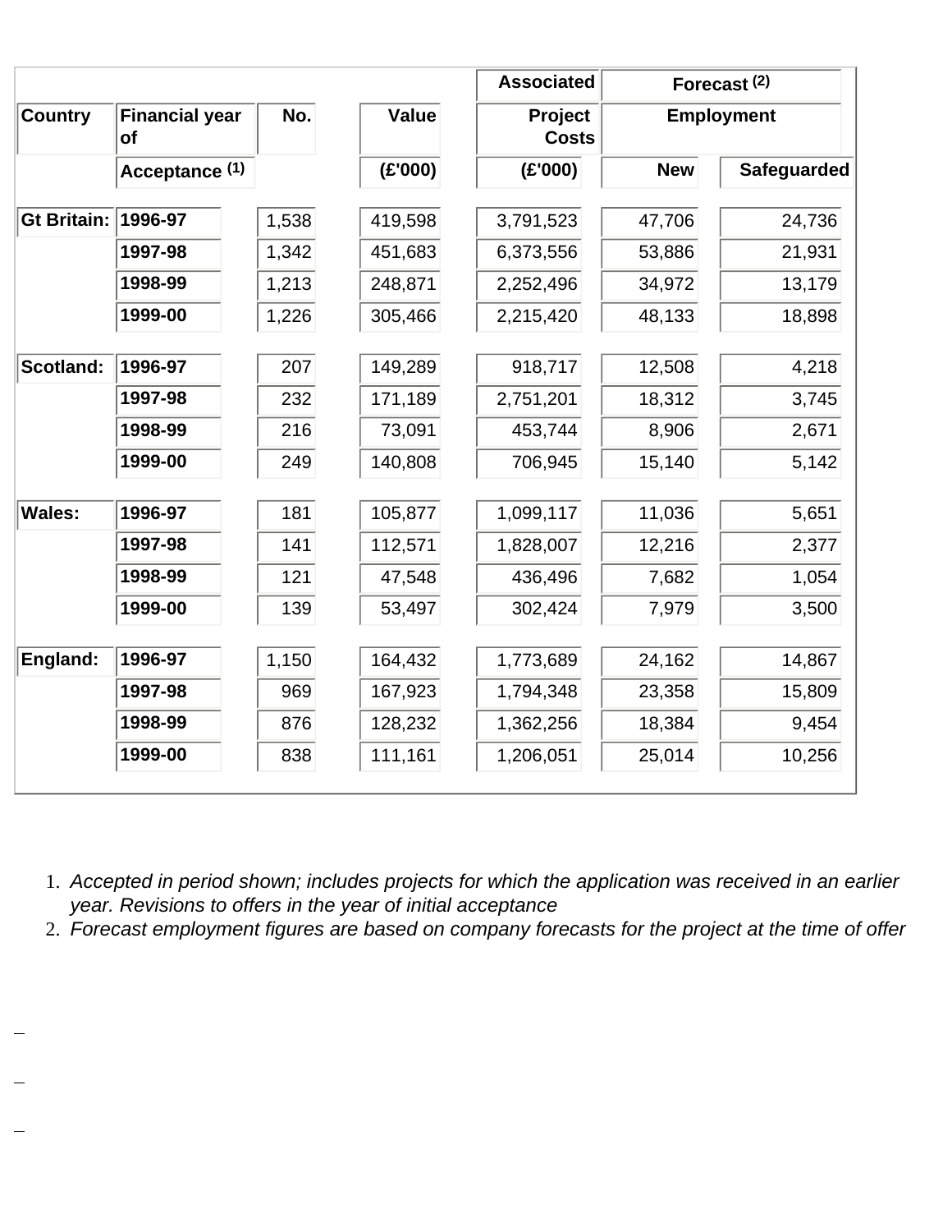| Country | Financial year of Acceptance [1] | No. | Value (£'000) | Associated Project Costs (£'000) | Forecast [2] Employment | |
|---|---|---|---|---|---|---|
| | | | | | New | Safeguarded |
| Gt Britain: | **1996-97** | 1,538 | 419,598 | 3,791,523 | 47,706 | 24,736 |
| | **1997-98** | 1,342 | 451,683 | 6,373,556 | 53,886 | 21,931 |
| | **1998-99** | 1,213 | 248,871 | 2,252,496 | 34,972 | 13,179 |
| | **1999-00** | 1,226 | 305,466 | 2,215,420 | 48,133 | 18,898 |
| Scotland: | **1996-97** | 207 | 149,289 | 918,717 | 12,508 | 4,218 |
| | **1997-98** | 232 | 171,189 | 2,751,201 | 18,312 | 3,745 |
| | **1998-99** | 216 | 73,091 | 453,744 | 8,906 | 2,671 |
| | **1999-00** | 249 | 140,808 | 706,945 | 15,140 | 5,142 |
| Wales: | **1996-97** | 181 | 105,877 | 1,099,117 | 11,036 | 5,651 |
| | **1997-98** | 141 | 112,571 | 1,828,007 | 12,216 | 2,377 |
| | **1998-99** | 121 | 47,548 | 436,496 | 7,682 | 1,054 |
| | **1999-00** | 139 | 53,497 | 302,424 | 7,979 | 3,500 |
| England: | **1996-97** | 1,150 | 164,432 | 1,773,689 | 24,162 | 14,867 |
| | **1997-98** | 969 | 167,923 | 1,794,348 | 23,358 | 15,809 |
| | **1998-99** | 876 | 128,232 | 1,362,256 | 18,384 | 9,454 |
| | **1999-00** | 838 | 111,161 | 1,206,051 | 25,014 | 10,256 |

1. *Accepted in period shown; includes projects for which the application was received in an earlier year. Revisions to offers in the year of initial acceptance*
2. *Forecast employment figures are based on company forecasts for the project at the time of offer*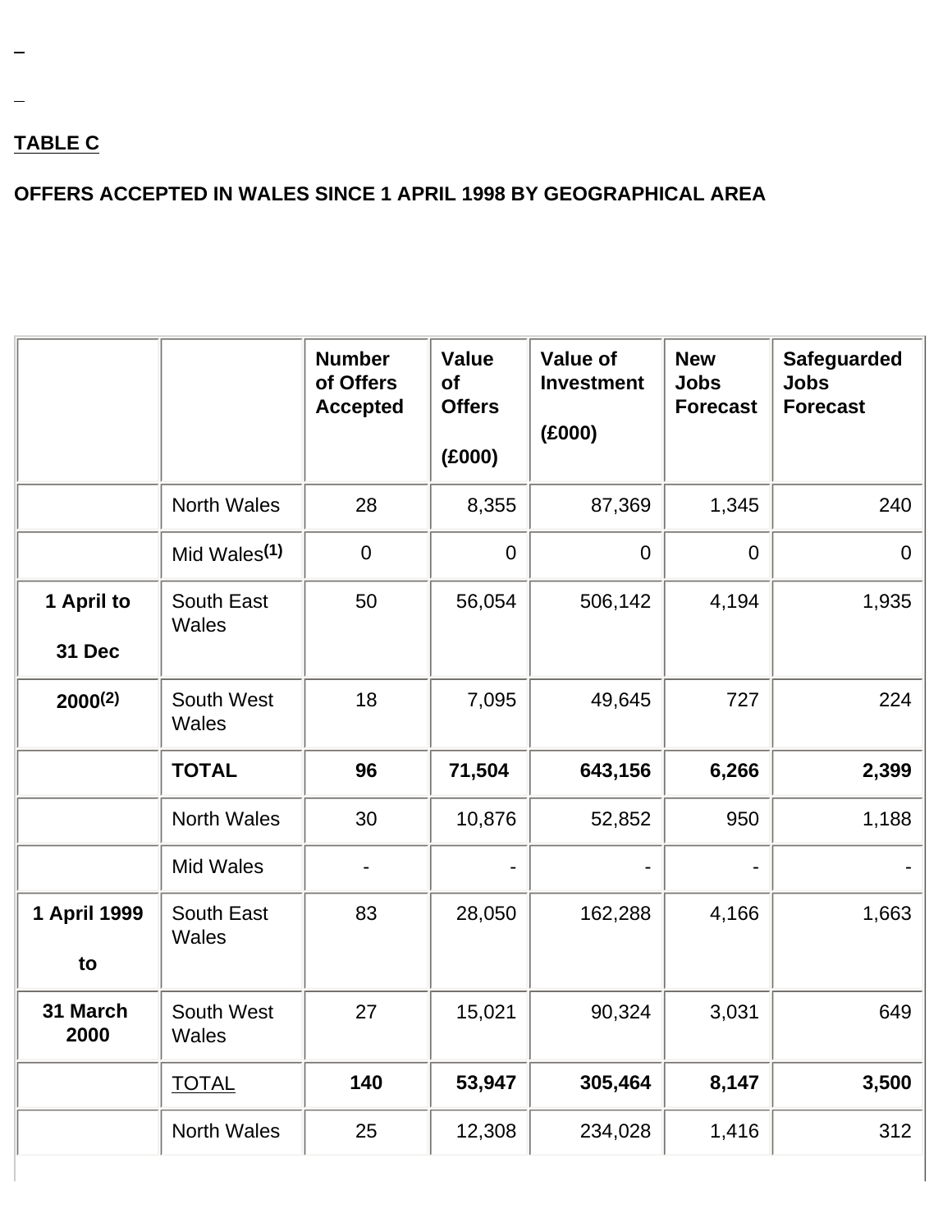**TABLE C**

**OFFERS ACCEPTED IN WALES SINCE 1 APRIL 1998 BY GEOGRAPHICAL AREA**

| | | Number of Offers Accepted | Value of Offers (£000) | Value of Investment (£000) | New Jobs Forecast | Safeguarded Jobs Forecast |
|---|---|---|---|---|---|---|
| | North Wales | 28 | 8,355 | 87,369 | 1,345 | 240 |
| | Mid Wales[1] | 0 | 0 | 0 | 0 | 0 |
| **1 April to 31 Dec** | South East Wales | 50 | 56,054 | 506,142 | 4,194 | 1,935 |
| **2000[2]** | South West Wales | 18 | 7,095 | 49,645 | 727 | 224 |
| | **TOTAL** | **96** | **71,504** | **643,156** | **6,266** | **2,399** |
| | North Wales | 30 | 10,876 | 52,852 | 950 | 1,188 |
| | Mid Wales | - | - | - | - | - |
| **1 April 1999 to** | South East Wales | 83 | 28,050 | 162,288 | 4,166 | 1,663 |
| **31 March 2000** | South West Wales | 27 | 15,021 | 90,324 | 3,031 | 649 |
| | TOTAL | **140** | **53,947** | **305,464** | **8,147** | **3,500** |
| | North Wales | 25 | 12,308 | 234,028 | 1,416 | 312 |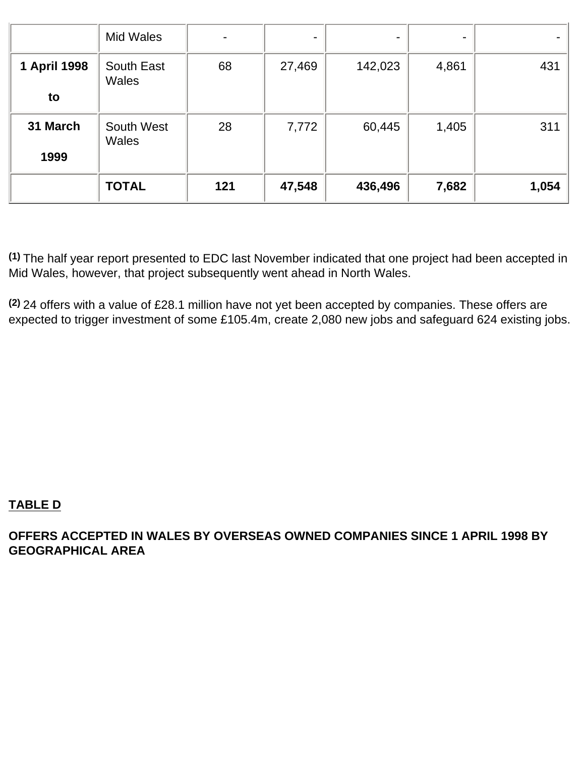| | | | | | | |
|---|---|---|---|---|---|---|
| | Mid Wales | - | - | - | - | - |
| **1 April 1998 to** | South East Wales | 68 | 27,469 | 142,023 | 4,861 | 431 |
| **31 March 1999** | South West Wales | 28 | 7,772 | 60,445 | 1,405 | 311 |
| | **TOTAL** | **121** | **47,548** | **436,496** | **7,682** | **1,054** |

**(1)** The half year report presented to EDC last November indicated that one project had been accepted in Mid Wales, however, that project subsequently went ahead in North Wales.

**(2)** 24 offers with a value of £28.1 million have not yet been accepted by companies. These offers are expected to trigger investment of some £105.4m, create 2,080 new jobs and safeguard 624 existing jobs.

**TABLE D**

**OFFERS ACCEPTED IN WALES BY OVERSEAS OWNED COMPANIES SINCE 1 APRIL 1998 BY GEOGRAPHICAL AREA**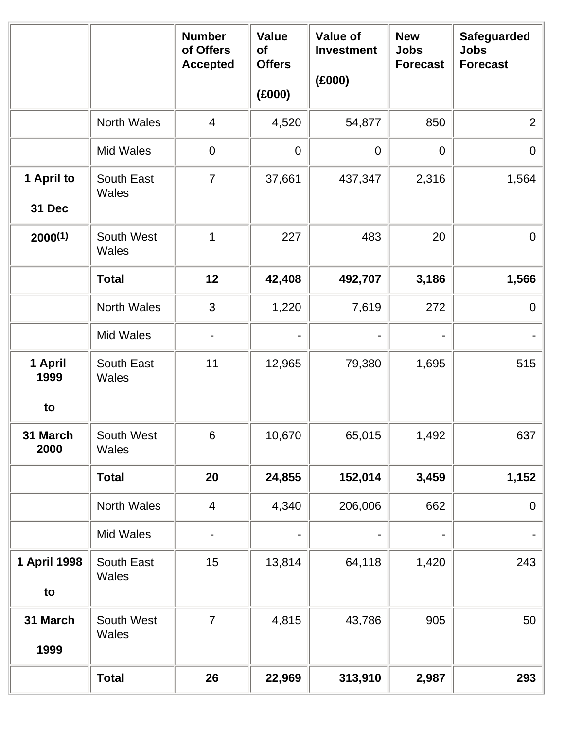| | | Number of Offers Accepted | Value of Offers (£000) | Value of Investment (£000) | New Jobs Forecast | Safeguarded Jobs Forecast |
|---|---|---|---|---|---|---|
| | North Wales | 4 | 4,520 | 54,877 | 850 | 2 |
| | Mid Wales | 0 | 0 | 0 | 0 | 0 |
| 1 April to 31 Dec | South East Wales | 7 | 37,661 | 437,347 | 2,316 | 1,564 |
| 2000(1) | South West Wales | 1 | 227 | 483 | 20 | 0 |
| | **Total** | **12** | **42,408** | **492,707** | **3,186** | **1,566** |
| | North Wales | 3 | 1,220 | 7,619 | 272 | 0 |
| | Mid Wales | - | - | - | - | - |
| 1 April 1999 to | South East Wales | 11 | 12,965 | 79,380 | 1,695 | 515 |
| 31 March 2000 | South West Wales | 6 | 10,670 | 65,015 | 1,492 | 637 |
| | **Total** | **20** | **24,855** | **152,014** | **3,459** | **1,152** |
| | North Wales | 4 | 4,340 | 206,006 | 662 | 0 |
| | Mid Wales | - | - | - | - | - |
| 1 April 1998 to | South East Wales | 15 | 13,814 | 64,118 | 1,420 | 243 |
| 31 March 1999 | South West Wales | 7 | 4,815 | 43,786 | 905 | 50 |
| | **Total** | **26** | **22,969** | **313,910** | **2,987** | **293** |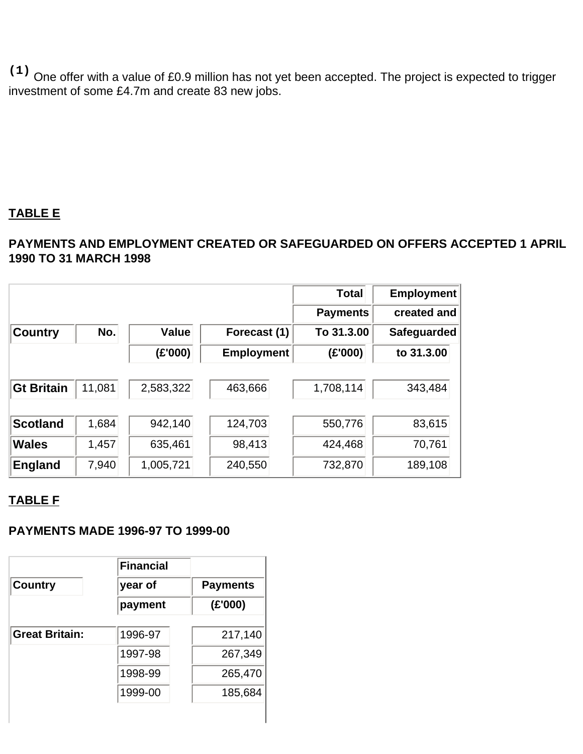(1) One offer with a value of £0.9 million has not yet been accepted. The project is expected to trigger investment of some £4.7m and create 83 new jobs.

**TABLE E**

**PAYMENTS AND EMPLOYMENT CREATED OR SAFEGUARDED ON OFFERS ACCEPTED 1 APRIL 1990 TO 31 MARCH 1998**

| Country | No. | Value (£'000) | Forecast (1) Employment | Total Payments To 31.3.00 (£'000) | Employment created and Safeguarded to 31.3.00 |
|---|---|---|---|---|---|
| **Gt Britain** | 11,081 | 2,583,322 | 463,666 | 1,708,114 | 343,484 |
| **Scotland** | 1,684 | 942,140 | 124,703 | 550,776 | 83,615 |
| **Wales** | 1,457 | 635,461 | 98,413 | 424,468 | 70,761 |
| **England** | 7,940 | 1,005,721 | 240,550 | 732,870 | 189,108 |

**TABLE F**

**PAYMENTS MADE 1996-97 TO 1999-00**

| Country | Financial year of payment | Payments (£'000) |
|---|---|---|
| **Great Britain:** | 1996-97 | 217,140 |
| | 1997-98 | 267,349 |
| | 1998-99 | 265,470 |
| | 1999-00 | 185,684 |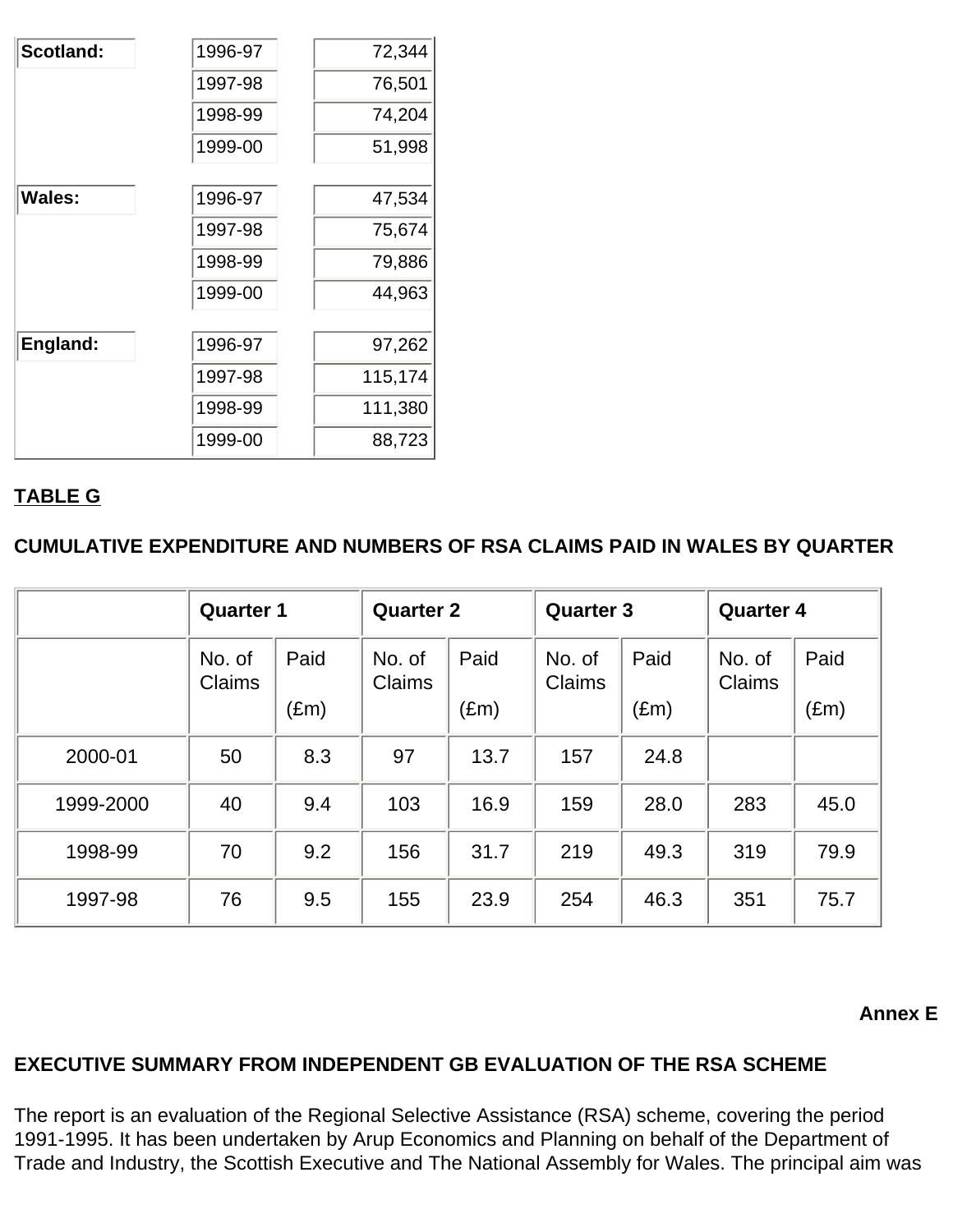| | | |
|---|---|---|
| **Scotland:** | 1996-97 | 72,344 |
| | 1997-98 | 76,501 |
| | 1998-99 | 74,204 |
| | 1999-00 | 51,998 |
| **Wales:** | 1996-97 | 47,534 |
| | 1997-98 | 75,674 |
| | 1998-99 | 79,886 |
| | 1999-00 | 44,963 |
| **England:** | 1996-97 | 97,262 |
| | 1997-98 | 115,174 |
| | 1998-99 | 111,380 |
| | 1999-00 | 88,723 |

**TABLE G**

**CUMULATIVE EXPENDITURE AND NUMBERS OF RSA CLAIMS PAID IN WALES BY QUARTER**

| | **Quarter 1** | | **Quarter 2** | | **Quarter 3** | | **Quarter 4** | |
|---|---|---|---|---|---|---|---|---|
| | No. of Claims | Paid (£m) | No. of Claims | Paid (£m) | No. of Claims | Paid (£m) | No. of Claims | Paid (£m) |
| 2000-01 | 50 | 8.3 | 97 | 13.7 | 157 | 24.8 | | |
| 1999-2000 | 40 | 9.4 | 103 | 16.9 | 159 | 28.0 | 283 | 45.0 |
| 1998-99 | 70 | 9.2 | 156 | 31.7 | 219 | 49.3 | 319 | 79.9 |
| 1997-98 | 76 | 9.5 | 155 | 23.9 | 254 | 46.3 | 351 | 75.7 |

**Annex E**

**EXECUTIVE SUMMARY FROM INDEPENDENT GB EVALUATION OF THE RSA SCHEME**

The report is an evaluation of the Regional Selective Assistance (RSA) scheme, covering the period 1991-1995. It has been undertaken by Arup Economics and Planning on behalf of the Department of Trade and Industry, the Scottish Executive and The National Assembly for Wales. The principal aim was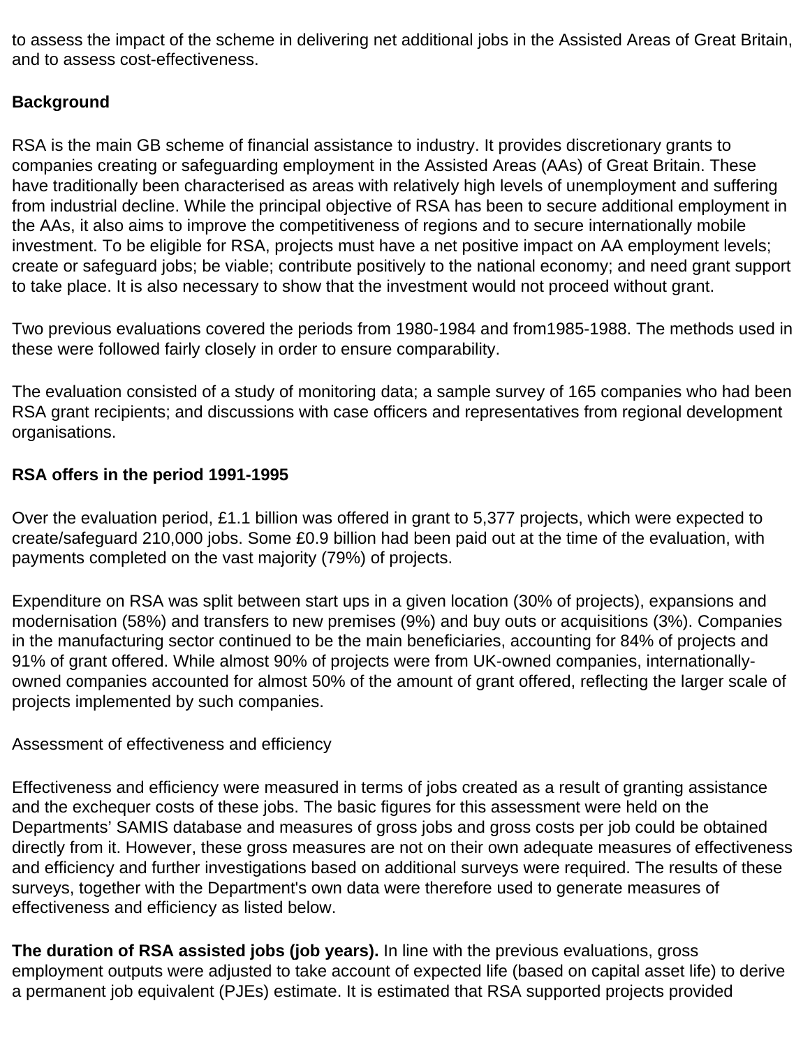to assess the impact of the scheme in delivering net additional jobs in the Assisted Areas of Great Britain, and to assess cost-effectiveness.

**Background**

RSA is the main GB scheme of financial assistance to industry. It provides discretionary grants to companies creating or safeguarding employment in the Assisted Areas (AAs) of Great Britain. These have traditionally been characterised as areas with relatively high levels of unemployment and suffering from industrial decline. While the principal objective of RSA has been to secure additional employment in the AAs, it also aims to improve the competitiveness of regions and to secure internationally mobile investment. To be eligible for RSA, projects must have a net positive impact on AA employment levels; create or safeguard jobs; be viable; contribute positively to the national economy; and need grant support to take place. It is also necessary to show that the investment would not proceed without grant.

Two previous evaluations covered the periods from 1980-1984 and from1985-1988. The methods used in these were followed fairly closely in order to ensure comparability.

The evaluation consisted of a study of monitoring data; a sample survey of 165 companies who had been RSA grant recipients; and discussions with case officers and representatives from regional development organisations.

**RSA offers in the period 1991-1995**

Over the evaluation period, £1.1 billion was offered in grant to 5,377 projects, which were expected to create/safeguard 210,000 jobs. Some £0.9 billion had been paid out at the time of the evaluation, with payments completed on the vast majority (79%) of projects.

Expenditure on RSA was split between start ups in a given location (30% of projects), expansions and modernisation (58%) and transfers to new premises (9%) and buy outs or acquisitions (3%). Companies in the manufacturing sector continued to be the main beneficiaries, accounting for 84% of projects and 91% of grant offered. While almost 90% of projects were from UK-owned companies, internationally-owned companies accounted for almost 50% of the amount of grant offered, reflecting the larger scale of projects implemented by such companies.

Assessment of effectiveness and efficiency

Effectiveness and efficiency were measured in terms of jobs created as a result of granting assistance and the exchequer costs of these jobs. The basic figures for this assessment were held on the Departments' SAMIS database and measures of gross jobs and gross costs per job could be obtained directly from it. However, these gross measures are not on their own adequate measures of effectiveness and efficiency and further investigations based on additional surveys were required. The results of these surveys, together with the Department's own data were therefore used to generate measures of effectiveness and efficiency as listed below.

**The duration of RSA assisted jobs (job years).** In line with the previous evaluations, gross employment outputs were adjusted to take account of expected life (based on capital asset life) to derive a permanent job equivalent (PJEs) estimate. It is estimated that RSA supported projects provided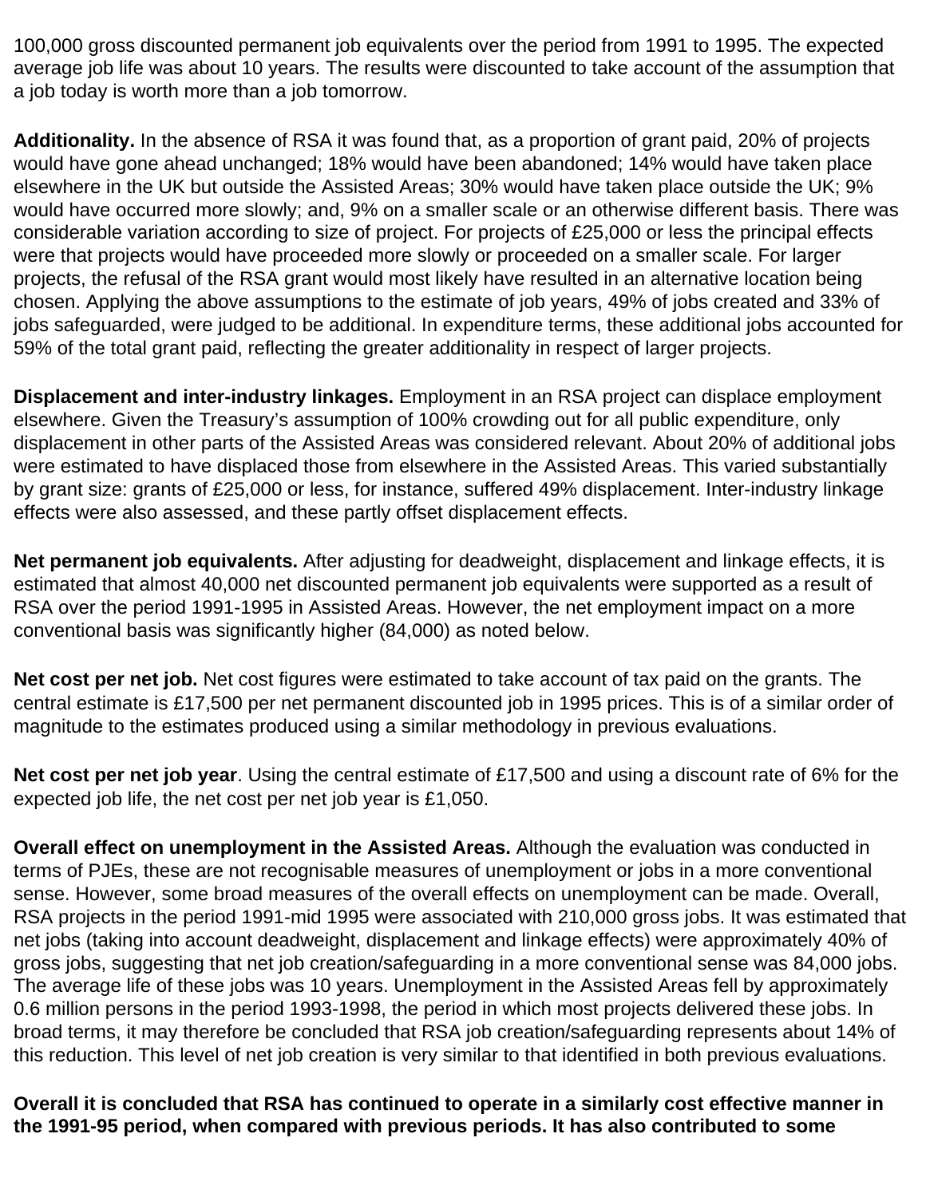100,000 gross discounted permanent job equivalents over the period from 1991 to 1995. The expected average job life was about 10 years. The results were discounted to take account of the assumption that a job today is worth more than a job tomorrow.

**Additionality.** In the absence of RSA it was found that, as a proportion of grant paid, 20% of projects would have gone ahead unchanged; 18% would have been abandoned; 14% would have taken place elsewhere in the UK but outside the Assisted Areas; 30% would have taken place outside the UK; 9% would have occurred more slowly; and, 9% on a smaller scale or an otherwise different basis. There was considerable variation according to size of project. For projects of £25,000 or less the principal effects were that projects would have proceeded more slowly or proceeded on a smaller scale. For larger projects, the refusal of the RSA grant would most likely have resulted in an alternative location being chosen. Applying the above assumptions to the estimate of job years, 49% of jobs created and 33% of jobs safeguarded, were judged to be additional. In expenditure terms, these additional jobs accounted for 59% of the total grant paid, reflecting the greater additionality in respect of larger projects.

**Displacement and inter-industry linkages.** Employment in an RSA project can displace employment elsewhere. Given the Treasury's assumption of 100% crowding out for all public expenditure, only displacement in other parts of the Assisted Areas was considered relevant. About 20% of additional jobs were estimated to have displaced those from elsewhere in the Assisted Areas. This varied substantially by grant size: grants of £25,000 or less, for instance, suffered 49% displacement. Inter-industry linkage effects were also assessed, and these partly offset displacement effects.

**Net permanent job equivalents.** After adjusting for deadweight, displacement and linkage effects, it is estimated that almost 40,000 net discounted permanent job equivalents were supported as a result of RSA over the period 1991-1995 in Assisted Areas. However, the net employment impact on a more conventional basis was significantly higher (84,000) as noted below.

**Net cost per net job.** Net cost figures were estimated to take account of tax paid on the grants. The central estimate is £17,500 per net permanent discounted job in 1995 prices. This is of a similar order of magnitude to the estimates produced using a similar methodology in previous evaluations.

**Net cost per net job year**. Using the central estimate of £17,500 and using a discount rate of 6% for the expected job life, the net cost per net job year is £1,050.

**Overall effect on unemployment in the Assisted Areas.** Although the evaluation was conducted in terms of PJEs, these are not recognisable measures of unemployment or jobs in a more conventional sense. However, some broad measures of the overall effects on unemployment can be made. Overall, RSA projects in the period 1991-mid 1995 were associated with 210,000 gross jobs. It was estimated that net jobs (taking into account deadweight, displacement and linkage effects) were approximately 40% of gross jobs, suggesting that net job creation/safeguarding in a more conventional sense was 84,000 jobs. The average life of these jobs was 10 years. Unemployment in the Assisted Areas fell by approximately 0.6 million persons in the period 1993-1998, the period in which most projects delivered these jobs. In broad terms, it may therefore be concluded that RSA job creation/safeguarding represents about 14% of this reduction. This level of net job creation is very similar to that identified in both previous evaluations.

**Overall it is concluded that RSA has continued to operate in a similarly cost effective manner in the 1991-95 period, when compared with previous periods. It has also contributed to some**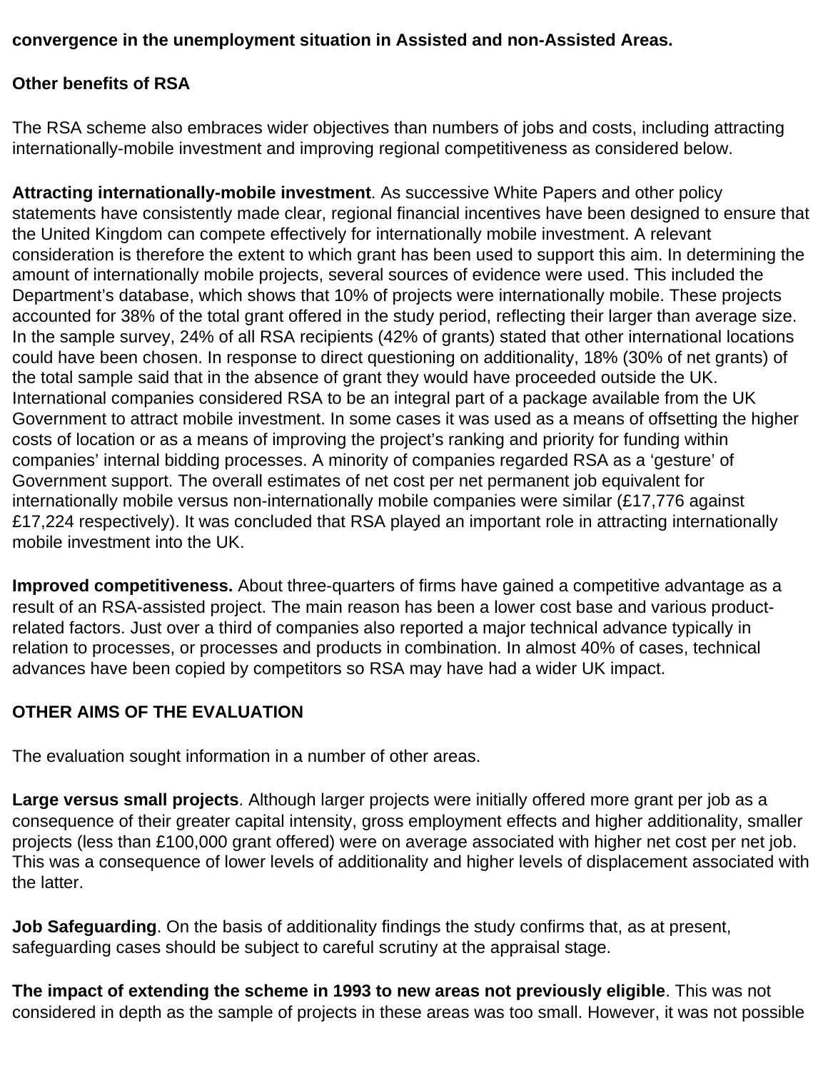**convergence in the unemployment situation in Assisted and non-Assisted Areas.**

## Other benefits of RSA

The RSA scheme also embraces wider objectives than numbers of jobs and costs, including attracting internationally-mobile investment and improving regional competitiveness as considered below.

**Attracting internationally-mobile investment**. As successive White Papers and other policy statements have consistently made clear, regional financial incentives have been designed to ensure that the United Kingdom can compete effectively for internationally mobile investment. A relevant consideration is therefore the extent to which grant has been used to support this aim. In determining the amount of internationally mobile projects, several sources of evidence were used. This included the Department's database, which shows that 10% of projects were internationally mobile. These projects accounted for 38% of the total grant offered in the study period, reflecting their larger than average size. In the sample survey, 24% of all RSA recipients (42% of grants) stated that other international locations could have been chosen. In response to direct questioning on additionality, 18% (30% of net grants) of the total sample said that in the absence of grant they would have proceeded outside the UK. International companies considered RSA to be an integral part of a package available from the UK Government to attract mobile investment. In some cases it was used as a means of offsetting the higher costs of location or as a means of improving the project's ranking and priority for funding within companies' internal bidding processes. A minority of companies regarded RSA as a 'gesture' of Government support. The overall estimates of net cost per net permanent job equivalent for internationally mobile versus non-internationally mobile companies were similar (£17,776 against £17,224 respectively). It was concluded that RSA played an important role in attracting internationally mobile investment into the UK.

**Improved competitiveness.** About three-quarters of firms have gained a competitive advantage as a result of an RSA-assisted project. The main reason has been a lower cost base and various product-related factors. Just over a third of companies also reported a major technical advance typically in relation to processes, or processes and products in combination. In almost 40% of cases, technical advances have been copied by competitors so RSA may have had a wider UK impact.

## OTHER AIMS OF THE EVALUATION

The evaluation sought information in a number of other areas.

**Large versus small projects**. Although larger projects were initially offered more grant per job as a consequence of their greater capital intensity, gross employment effects and higher additionality, smaller projects (less than £100,000 grant offered) were on average associated with higher net cost per net job. This was a consequence of lower levels of additionality and higher levels of displacement associated with the latter.

**Job Safeguarding**. On the basis of additionality findings the study confirms that, as at present, safeguarding cases should be subject to careful scrutiny at the appraisal stage.

**The impact of extending the scheme in 1993 to new areas not previously eligible**. This was not considered in depth as the sample of projects in these areas was too small. However, it was not possible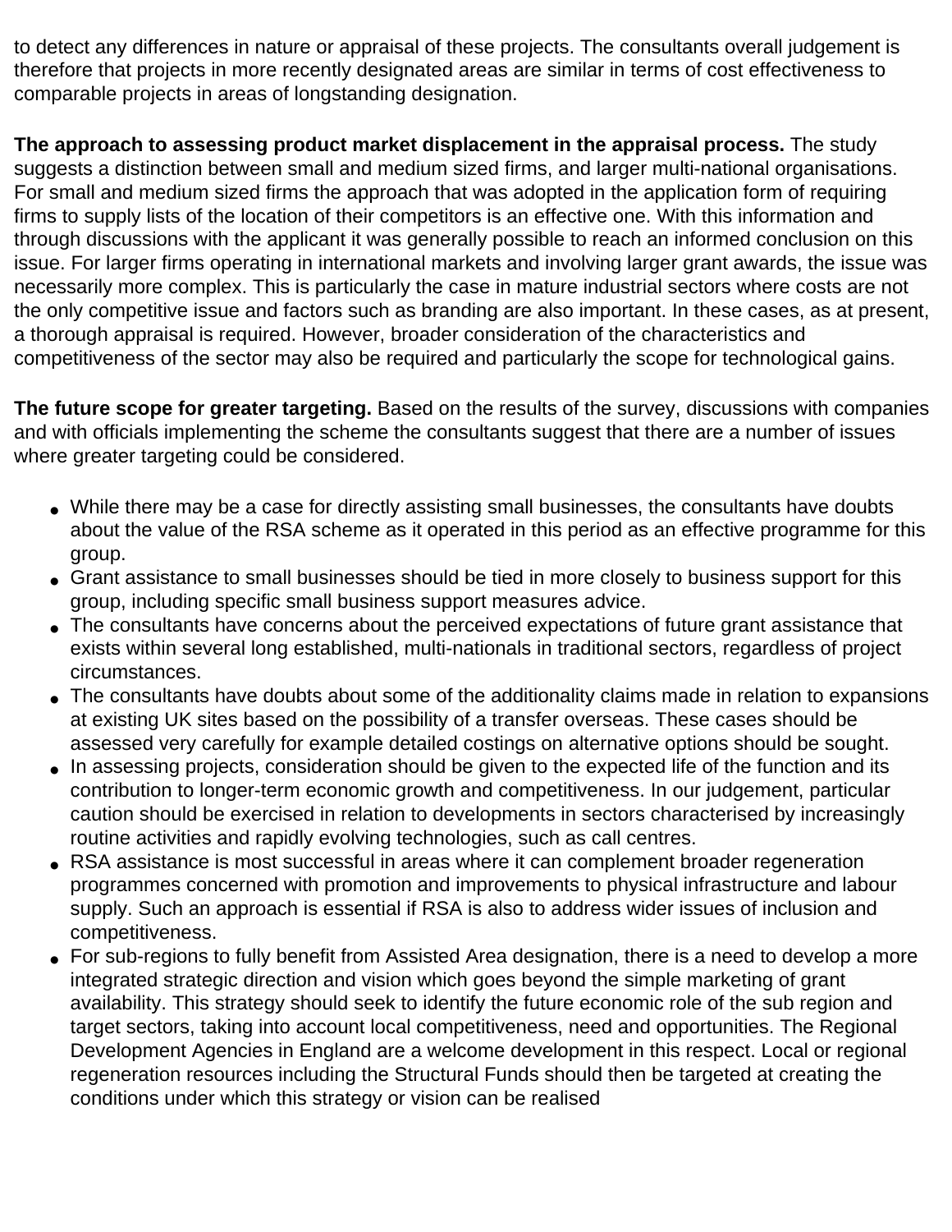to detect any differences in nature or appraisal of these projects. The consultants overall judgement is therefore that projects in more recently designated areas are similar in terms of cost effectiveness to comparable projects in areas of longstanding designation.

**The approach to assessing product market displacement in the appraisal process.** The study suggests a distinction between small and medium sized firms, and larger multi-national organisations. For small and medium sized firms the approach that was adopted in the application form of requiring firms to supply lists of the location of their competitors is an effective one. With this information and through discussions with the applicant it was generally possible to reach an informed conclusion on this issue. For larger firms operating in international markets and involving larger grant awards, the issue was necessarily more complex. This is particularly the case in mature industrial sectors where costs are not the only competitive issue and factors such as branding are also important. In these cases, as at present, a thorough appraisal is required. However, broader consideration of the characteristics and competitiveness of the sector may also be required and particularly the scope for technological gains.

**The future scope for greater targeting.** Based on the results of the survey, discussions with companies and with officials implementing the scheme the consultants suggest that there are a number of issues where greater targeting could be considered.

- While there may be a case for directly assisting small businesses, the consultants have doubts about the value of the RSA scheme as it operated in this period as an effective programme for this group.
- Grant assistance to small businesses should be tied in more closely to business support for this group, including specific small business support measures advice.
- The consultants have concerns about the perceived expectations of future grant assistance that exists within several long established, multi-nationals in traditional sectors, regardless of project circumstances.
- The consultants have doubts about some of the additionality claims made in relation to expansions at existing UK sites based on the possibility of a transfer overseas. These cases should be assessed very carefully for example detailed costings on alternative options should be sought.
- In assessing projects, consideration should be given to the expected life of the function and its contribution to longer-term economic growth and competitiveness. In our judgement, particular caution should be exercised in relation to developments in sectors characterised by increasingly routine activities and rapidly evolving technologies, such as call centres.
- RSA assistance is most successful in areas where it can complement broader regeneration programmes concerned with promotion and improvements to physical infrastructure and labour supply. Such an approach is essential if RSA is also to address wider issues of inclusion and competitiveness.
- For sub-regions to fully benefit from Assisted Area designation, there is a need to develop a more integrated strategic direction and vision which goes beyond the simple marketing of grant availability. This strategy should seek to identify the future economic role of the sub region and target sectors, taking into account local competitiveness, need and opportunities. The Regional Development Agencies in England are a welcome development in this respect. Local or regional regeneration resources including the Structural Funds should then be targeted at creating the conditions under which this strategy or vision can be realised